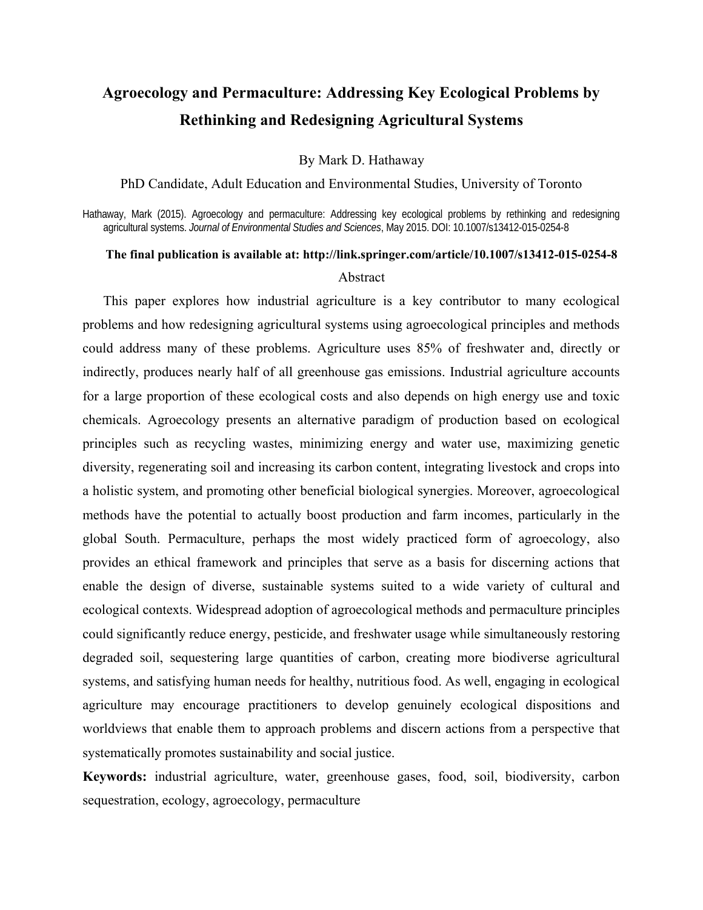# Agroecology and Permaculture: Addressing Key Ecological Problems by Rethinking and Redesigning Agricultural Systems

By Mark D. Hathaway

PhD Candidate, Adult Education and Environmental Studies, University of Toronto

Hathaway, Mark (2015). Agroecology and permaculture: Addressing key ecological problems by rethinking and redesigning agricultural systems. *Journal of Environmental Studies and Sciences*, May 2015. DOI: 10.1007/s13412-015-0254-8

**The final publication is available at: http://link.springer.com/article/10.1007/s13412-015-0254-8**

## Abstract

This paper explores how industrial agriculture is a key contributor to many ecological problems and how redesigning agricultural systems using agroecological principles and methods could address many of these problems. Agriculture uses 85% of freshwater and, directly or indirectly, produces nearly half of all greenhouse gas emissions. Industrial agriculture accounts for a large proportion of these ecological costs and also depends on high energy use and toxic chemicals. Agroecology presents an alternative paradigm of production based on ecological principles such as recycling wastes, minimizing energy and water use, maximizing genetic diversity, regenerating soil and increasing its carbon content, integrating livestock and crops into a holistic system, and promoting other beneficial biological synergies. Moreover, agroecological methods have the potential to actually boost production and farm incomes, particularly in the global South. Permaculture, perhaps the most widely practiced form of agroecology, also provides an ethical framework and principles that serve as a basis for discerning actions that enable the design of diverse, sustainable systems suited to a wide variety of cultural and ecological contexts. Widespread adoption of agroecological methods and permaculture principles could significantly reduce energy, pesticide, and freshwater usage while simultaneously restoring degraded soil, sequestering large quantities of carbon, creating more biodiverse agricultural systems, and satisfying human needs for healthy, nutritious food. As well, engaging in ecological agriculture may encourage practitioners to develop genuinely ecological dispositions and worldviews that enable them to approach problems and discern actions from a perspective that systematically promotes sustainability and social justice.

**Keywords:** industrial agriculture, water, greenhouse gases, food, soil, biodiversity, carbon sequestration, ecology, agroecology, permaculture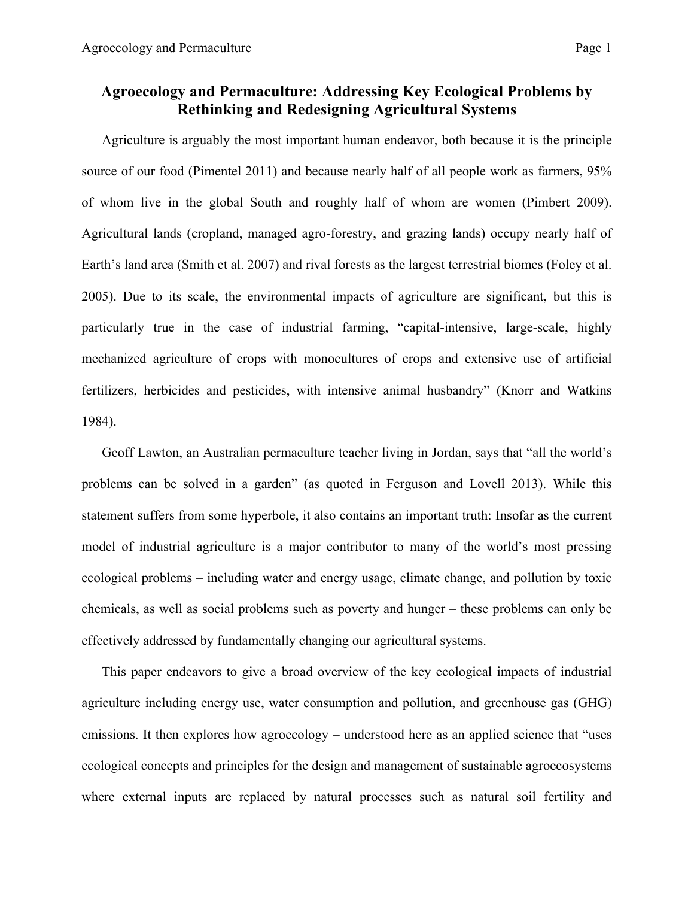# Agroecology and Permaculture: Addressing Key Ecological Problems by Rethinking and Redesigning Agricultural Systems

Agriculture is arguably the most important human endeavor, both because it is the principle source of our food (Pimentel 2011) and because nearly half of all people work as farmers, 95% of whom live in the global South and roughly half of whom are women (Pimbert 2009). Agricultural lands (cropland, managed agro-forestry, and grazing lands) occupy nearly half of Earth's land area (Smith et al. 2007) and rival forests as the largest terrestrial biomes (Foley et al. 2005). Due to its scale, the environmental impacts of agriculture are significant, but this is particularly true in the case of industrial farming, "capital-intensive, large-scale, highly mechanized agriculture of crops with monocultures of crops and extensive use of artificial fertilizers, herbicides and pesticides, with intensive animal husbandry" (Knorr and Watkins 1984).

Geoff Lawton, an Australian permaculture teacher living in Jordan, says that "all the world's problems can be solved in a garden" (as quoted in Ferguson and Lovell 2013). While this statement suffers from some hyperbole, it also contains an important truth: Insofar as the current model of industrial agriculture is a major contributor to many of the world's most pressing ecological problems – including water and energy usage, climate change, and pollution by toxic chemicals, as well as social problems such as poverty and hunger – these problems can only be effectively addressed by fundamentally changing our agricultural systems.

This paper endeavors to give a broad overview of the key ecological impacts of industrial agriculture including energy use, water consumption and pollution, and greenhouse gas (GHG) emissions. It then explores how agroecology – understood here as an applied science that "uses ecological concepts and principles for the design and management of sustainable agroecosystems where external inputs are replaced by natural processes such as natural soil fertility and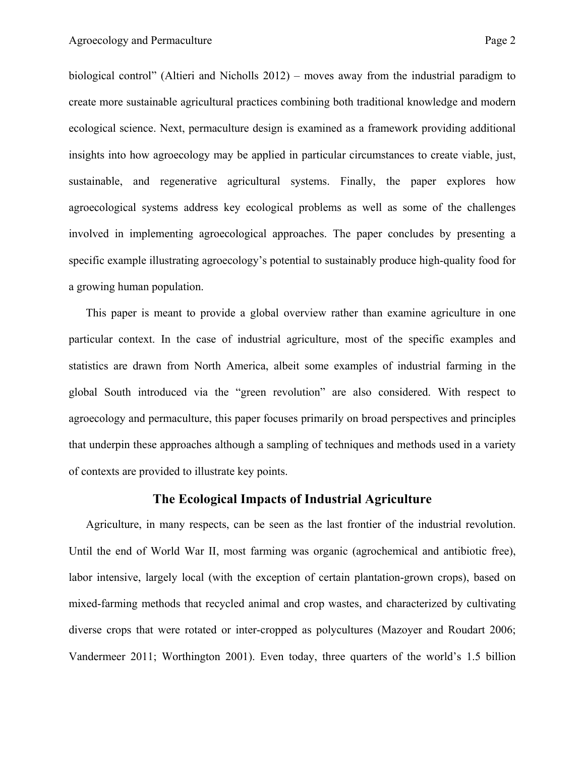biological control" (Altieri and Nicholls 2012) – moves away from the industrial paradigm to create more sustainable agricultural practices combining both traditional knowledge and modern ecological science. Next, permaculture design is examined as a framework providing additional insights into how agroecology may be applied in particular circumstances to create viable, just, sustainable, and regenerative agricultural systems. Finally, the paper explores how agroecological systems address key ecological problems as well as some of the challenges involved in implementing agroecological approaches. The paper concludes by presenting a specific example illustrating agroecology's potential to sustainably produce high-quality food for a growing human population.

This paper is meant to provide a global overview rather than examine agriculture in one particular context. In the case of industrial agriculture, most of the specific examples and statistics are drawn from North America, albeit some examples of industrial farming in the global South introduced via the "green revolution" are also considered. With respect to agroecology and permaculture, this paper focuses primarily on broad perspectives and principles that underpin these approaches although a sampling of techniques and methods used in a variety of contexts are provided to illustrate key points.

## The Ecological Impacts of Industrial Agriculture

Agriculture, in many respects, can be seen as the last frontier of the industrial revolution. Until the end of World War II, most farming was organic (agrochemical and antibiotic free), labor intensive, largely local (with the exception of certain plantation-grown crops), based on mixed-farming methods that recycled animal and crop wastes, and characterized by cultivating diverse crops that were rotated or inter-cropped as polycultures (Mazoyer and Roudart 2006; Vandermeer 2011; Worthington 2001). Even today, three quarters of the world's 1.5 billion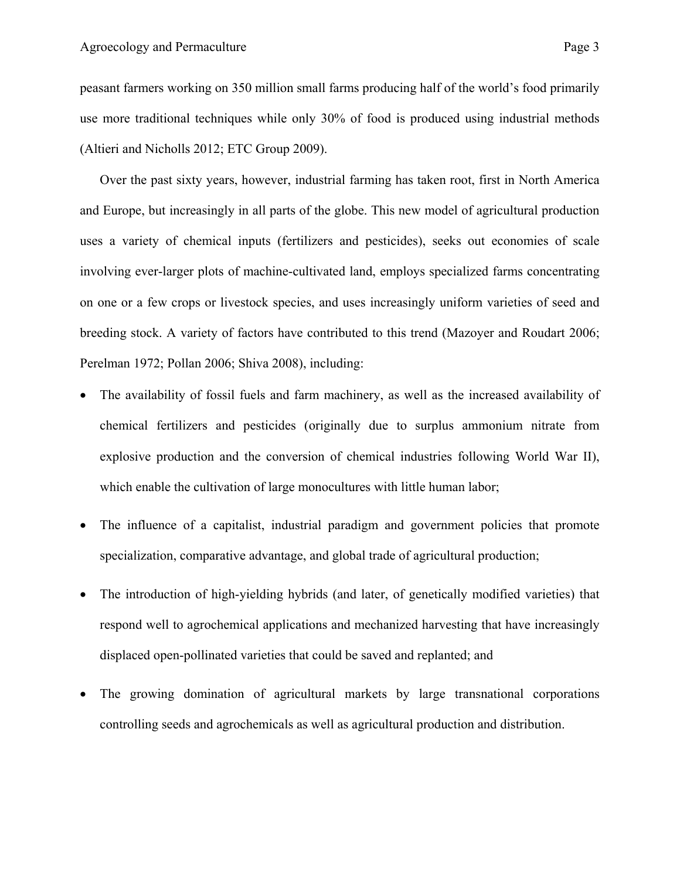peasant farmers working on 350 million small farms producing half of the world's food primarily use more traditional techniques while only 30% of food is produced using industrial methods (Altieri and Nicholls 2012; ETC Group 2009).

Over the past sixty years, however, industrial farming has taken root, first in North America and Europe, but increasingly in all parts of the globe. This new model of agricultural production uses a variety of chemical inputs (fertilizers and pesticides), seeks out economies of scale involving ever-larger plots of machine-cultivated land, employs specialized farms concentrating on one or a few crops or livestock species, and uses increasingly uniform varieties of seed and breeding stock. A variety of factors have contributed to this trend (Mazoyer and Roudart 2006; Perelman 1972; Pollan 2006; Shiva 2008), including:

- The availability of fossil fuels and farm machinery, as well as the increased availability of chemical fertilizers and pesticides (originally due to surplus ammonium nitrate from explosive production and the conversion of chemical industries following World War II), which enable the cultivation of large monocultures with little human labor;
- The influence of a capitalist, industrial paradigm and government policies that promote specialization, comparative advantage, and global trade of agricultural production;
- The introduction of high-yielding hybrids (and later, of genetically modified varieties) that respond well to agrochemical applications and mechanized harvesting that have increasingly displaced open-pollinated varieties that could be saved and replanted; and
- The growing domination of agricultural markets by large transnational corporations controlling seeds and agrochemicals as well as agricultural production and distribution.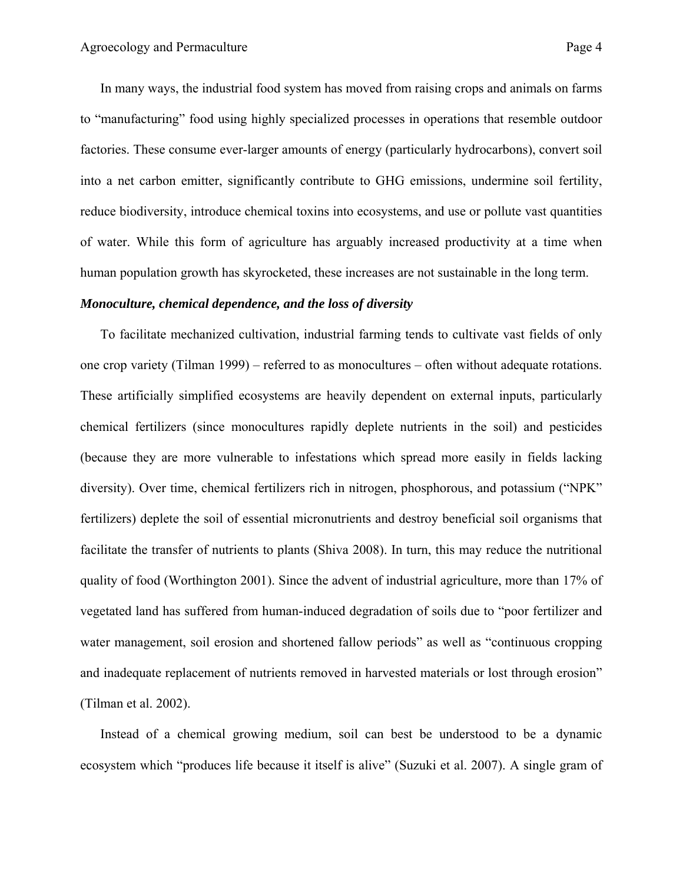In many ways, the industrial food system has moved from raising crops and animals on farms to "manufacturing" food using highly specialized processes in operations that resemble outdoor factories. These consume ever-larger amounts of energy (particularly hydrocarbons), convert soil into a net carbon emitter, significantly contribute to GHG emissions, undermine soil fertility, reduce biodiversity, introduce chemical toxins into ecosystems, and use or pollute vast quantities of water. While this form of agriculture has arguably increased productivity at a time when human population growth has skyrocketed, these increases are not sustainable in the long term.

***Monoculture, chemical dependence, and the loss of diversity***

To facilitate mechanized cultivation, industrial farming tends to cultivate vast fields of only one crop variety (Tilman 1999) – referred to as monocultures – often without adequate rotations. These artificially simplified ecosystems are heavily dependent on external inputs, particularly chemical fertilizers (since monocultures rapidly deplete nutrients in the soil) and pesticides (because they are more vulnerable to infestations which spread more easily in fields lacking diversity). Over time, chemical fertilizers rich in nitrogen, phosphorous, and potassium ("NPK" fertilizers) deplete the soil of essential micronutrients and destroy beneficial soil organisms that facilitate the transfer of nutrients to plants (Shiva 2008). In turn, this may reduce the nutritional quality of food (Worthington 2001). Since the advent of industrial agriculture, more than 17% of vegetated land has suffered from human-induced degradation of soils due to "poor fertilizer and water management, soil erosion and shortened fallow periods" as well as "continuous cropping and inadequate replacement of nutrients removed in harvested materials or lost through erosion" (Tilman et al. 2002).

Instead of a chemical growing medium, soil can best be understood to be a dynamic ecosystem which "produces life because it itself is alive" (Suzuki et al. 2007). A single gram of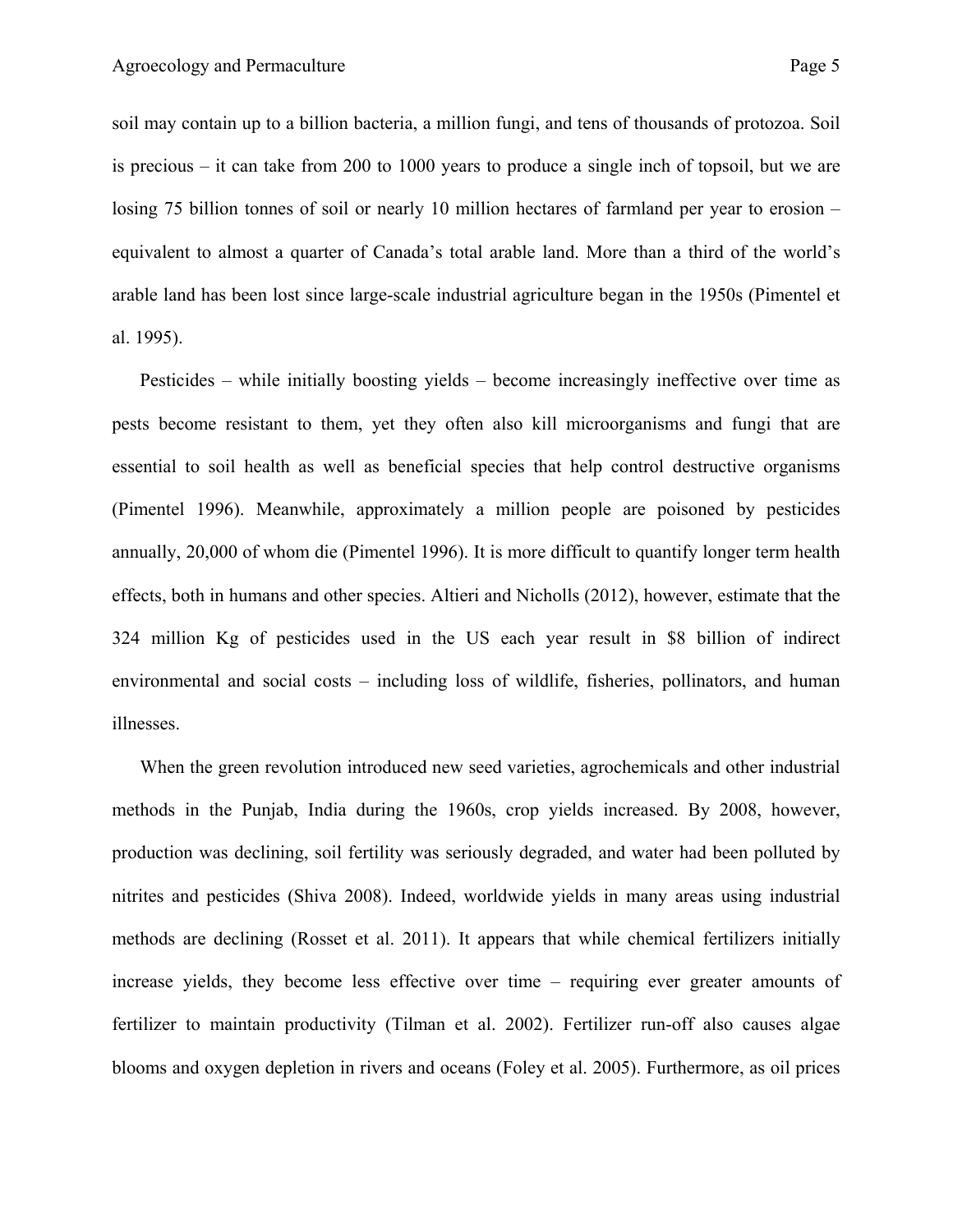soil may contain up to a billion bacteria, a million fungi, and tens of thousands of protozoa. Soil is precious – it can take from 200 to 1000 years to produce a single inch of topsoil, but we are losing 75 billion tonnes of soil or nearly 10 million hectares of farmland per year to erosion – equivalent to almost a quarter of Canada's total arable land. More than a third of the world's arable land has been lost since large-scale industrial agriculture began in the 1950s (Pimentel et al. 1995).

Pesticides – while initially boosting yields – become increasingly ineffective over time as pests become resistant to them, yet they often also kill microorganisms and fungi that are essential to soil health as well as beneficial species that help control destructive organisms (Pimentel 1996). Meanwhile, approximately a million people are poisoned by pesticides annually, 20,000 of whom die (Pimentel 1996). It is more difficult to quantify longer term health effects, both in humans and other species. Altieri and Nicholls (2012), however, estimate that the 324 million Kg of pesticides used in the US each year result in $8 billion of indirect environmental and social costs – including loss of wildlife, fisheries, pollinators, and human illnesses.

When the green revolution introduced new seed varieties, agrochemicals and other industrial methods in the Punjab, India during the 1960s, crop yields increased. By 2008, however, production was declining, soil fertility was seriously degraded, and water had been polluted by nitrites and pesticides (Shiva 2008). Indeed, worldwide yields in many areas using industrial methods are declining (Rosset et al. 2011). It appears that while chemical fertilizers initially increase yields, they become less effective over time – requiring ever greater amounts of fertilizer to maintain productivity (Tilman et al. 2002). Fertilizer run-off also causes algae blooms and oxygen depletion in rivers and oceans (Foley et al. 2005). Furthermore, as oil prices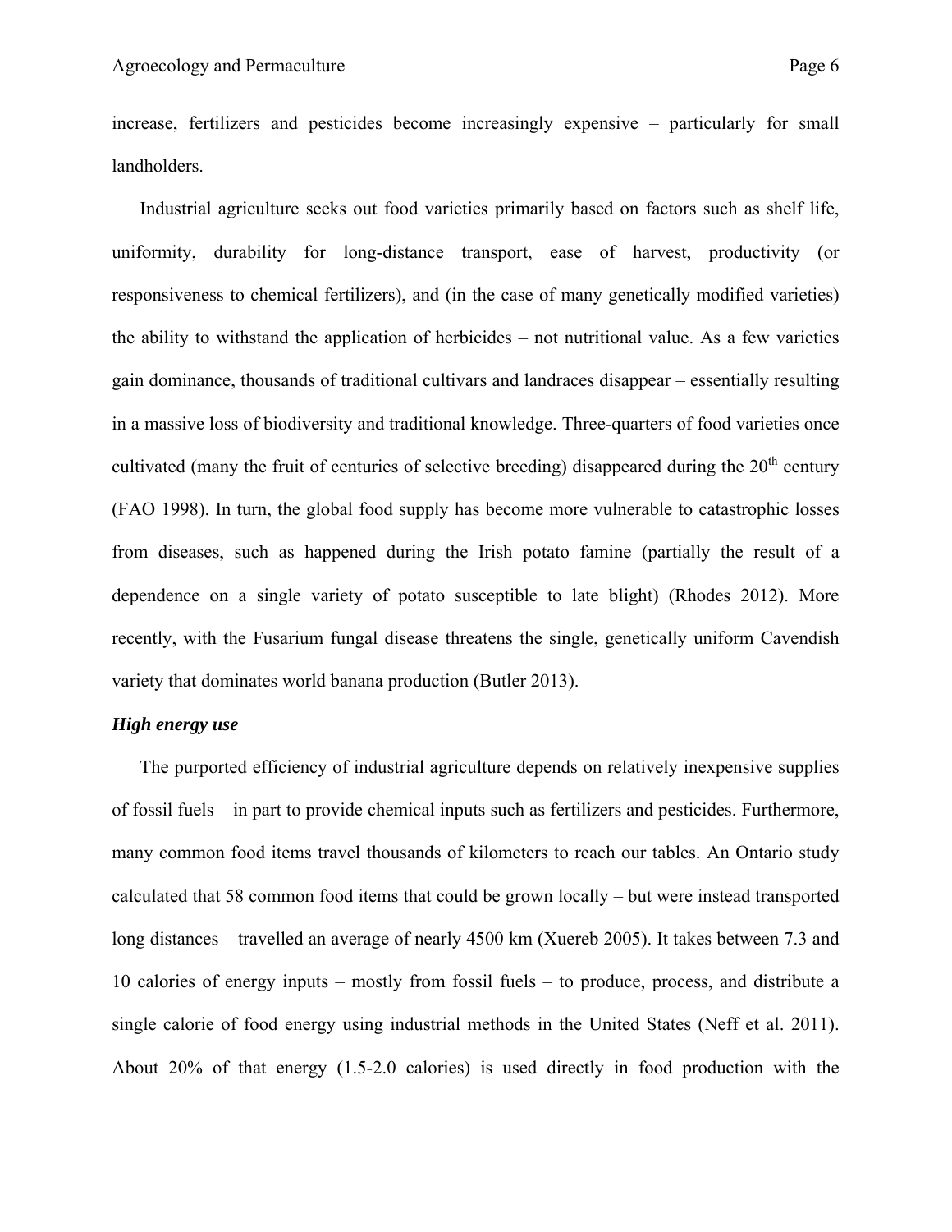increase, fertilizers and pesticides become increasingly expensive – particularly for small landholders.

Industrial agriculture seeks out food varieties primarily based on factors such as shelf life, uniformity, durability for long-distance transport, ease of harvest, productivity (or responsiveness to chemical fertilizers), and (in the case of many genetically modified varieties) the ability to withstand the application of herbicides – not nutritional value. As a few varieties gain dominance, thousands of traditional cultivars and landraces disappear – essentially resulting in a massive loss of biodiversity and traditional knowledge. Three-quarters of food varieties once cultivated (many the fruit of centuries of selective breeding) disappeared during the 20th century (FAO 1998). In turn, the global food supply has become more vulnerable to catastrophic losses from diseases, such as happened during the Irish potato famine (partially the result of a dependence on a single variety of potato susceptible to late blight) (Rhodes 2012). More recently, with the Fusarium fungal disease threatens the single, genetically uniform Cavendish variety that dominates world banana production (Butler 2013).

***High energy use***

The purported efficiency of industrial agriculture depends on relatively inexpensive supplies of fossil fuels – in part to provide chemical inputs such as fertilizers and pesticides. Furthermore, many common food items travel thousands of kilometers to reach our tables. An Ontario study calculated that 58 common food items that could be grown locally – but were instead transported long distances – travelled an average of nearly 4500 km (Xuereb 2005). It takes between 7.3 and 10 calories of energy inputs – mostly from fossil fuels – to produce, process, and distribute a single calorie of food energy using industrial methods in the United States (Neff et al. 2011). About 20% of that energy (1.5-2.0 calories) is used directly in food production with the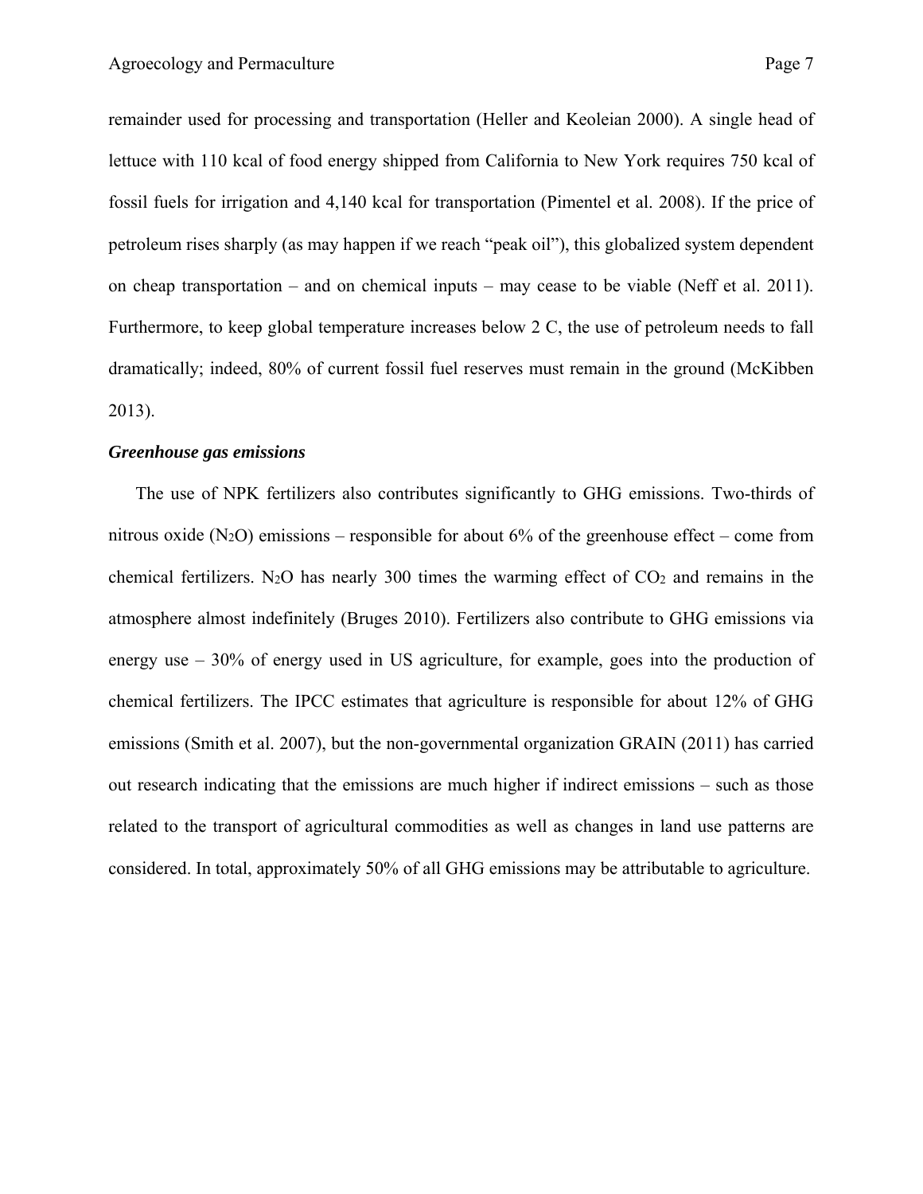remainder used for processing and transportation (Heller and Keoleian 2000). A single head of lettuce with 110 kcal of food energy shipped from California to New York requires 750 kcal of fossil fuels for irrigation and 4,140 kcal for transportation (Pimentel et al. 2008). If the price of petroleum rises sharply (as may happen if we reach "peak oil"), this globalized system dependent on cheap transportation – and on chemical inputs – may cease to be viable (Neff et al. 2011). Furthermore, to keep global temperature increases below 2 C, the use of petroleum needs to fall dramatically; indeed, 80% of current fossil fuel reserves must remain in the ground (McKibben 2013).

***Greenhouse gas emissions***

The use of NPK fertilizers also contributes significantly to GHG emissions. Two-thirds of nitrous oxide ($N_2O$) emissions – responsible for about 6% of the greenhouse effect – come from chemical fertilizers. $N_2O$ has nearly 300 times the warming effect of $CO_2$ and remains in the atmosphere almost indefinitely (Bruges 2010). Fertilizers also contribute to GHG emissions via energy use – 30% of energy used in US agriculture, for example, goes into the production of chemical fertilizers. The IPCC estimates that agriculture is responsible for about 12% of GHG emissions (Smith et al. 2007), but the non-governmental organization GRAIN (2011) has carried out research indicating that the emissions are much higher if indirect emissions – such as those related to the transport of agricultural commodities as well as changes in land use patterns are considered. In total, approximately 50% of all GHG emissions may be attributable to agriculture.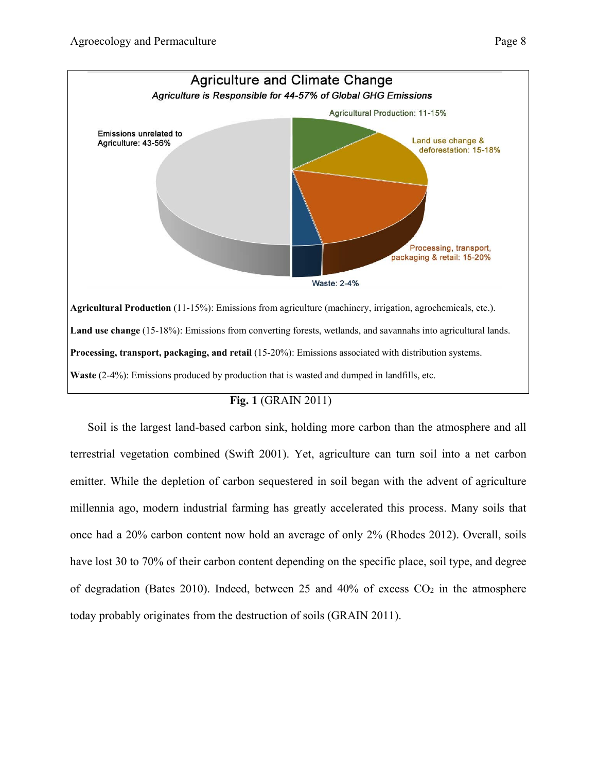Agriculture and Climate Change

*Agriculture is Responsible for 44-57% of Global GHG Emissions*

Agricultural Production: 11-15%

Land use change & deforestation: 15-18%

Processing, transport, packaging & retail: 15-20%

Waste: 2-4%

Emissions unrelated to Agriculture: 43-56%

**Agricultural Production** (11-15%): Emissions from agriculture (machinery, irrigation, agrochemicals, etc.).

**Land use change** (15-18%): Emissions from converting forests, wetlands, and savannahs into agricultural lands.

**Processing, transport, packaging, and retail** (15-20%): Emissions associated with distribution systems.

**Waste** (2-4%): Emissions produced by production that is wasted and dumped in landfills, etc.

**Fig. 1** (GRAIN 2011)

Soil is the largest land-based carbon sink, holding more carbon than the atmosphere and all terrestrial vegetation combined (Swift 2001). Yet, agriculture can turn soil into a net carbon emitter. While the depletion of carbon sequestered in soil began with the advent of agriculture millennia ago, modern industrial farming has greatly accelerated this process. Many soils that once had a 20% carbon content now hold an average of only 2% (Rhodes 2012). Overall, soils have lost 30 to 70% of their carbon content depending on the specific place, soil type, and degree of degradation (Bates 2010). Indeed, between 25 and 40% of excess $CO_2$ in the atmosphere today probably originates from the destruction of soils (GRAIN 2011).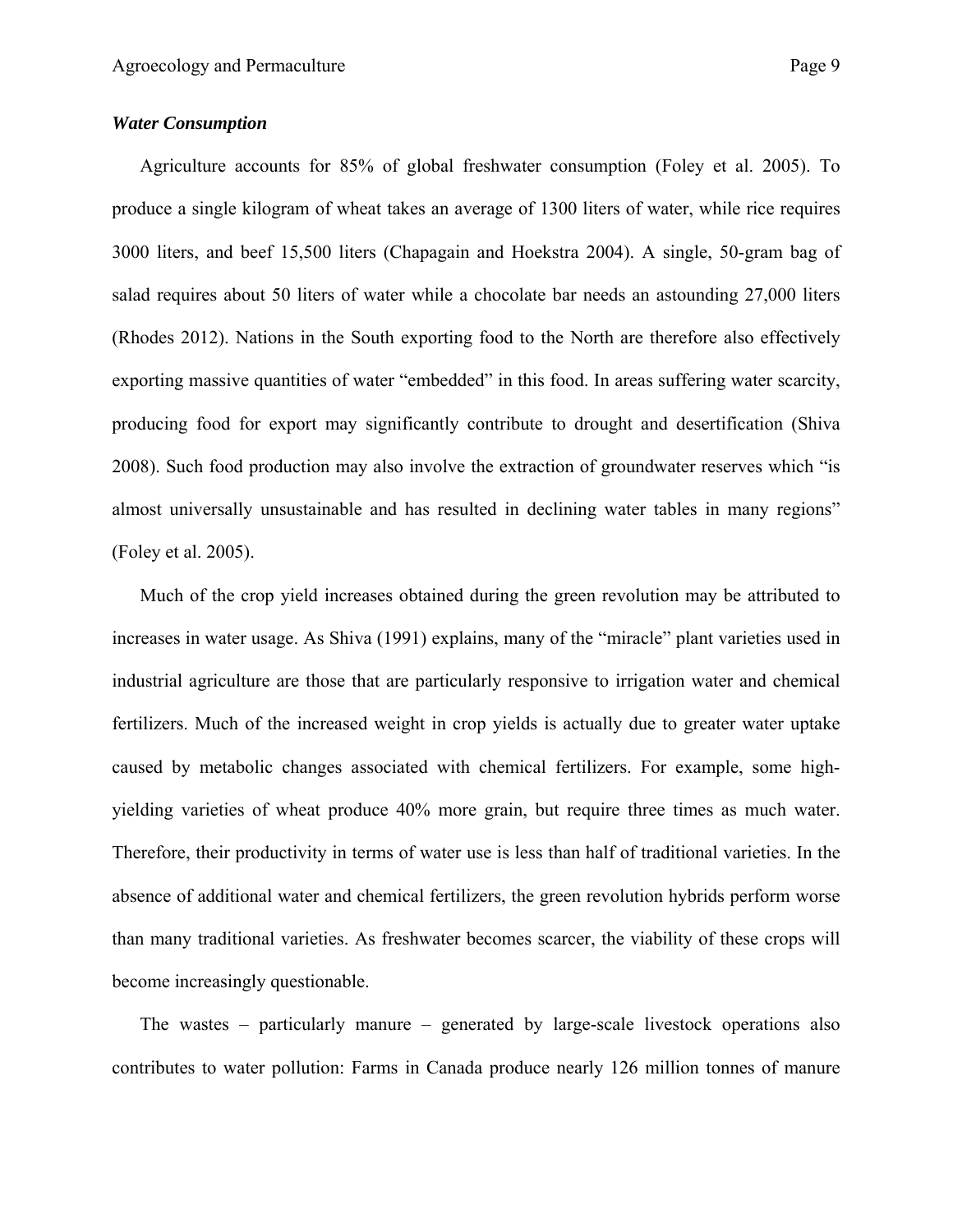### *Water Consumption*

Agriculture accounts for 85% of global freshwater consumption (Foley et al. 2005). To produce a single kilogram of wheat takes an average of 1300 liters of water, while rice requires 3000 liters, and beef 15,500 liters (Chapagain and Hoekstra 2004). A single, 50-gram bag of salad requires about 50 liters of water while a chocolate bar needs an astounding 27,000 liters (Rhodes 2012). Nations in the South exporting food to the North are therefore also effectively exporting massive quantities of water "embedded" in this food. In areas suffering water scarcity, producing food for export may significantly contribute to drought and desertification (Shiva 2008). Such food production may also involve the extraction of groundwater reserves which "is almost universally unsustainable and has resulted in declining water tables in many regions" (Foley et al. 2005).

Much of the crop yield increases obtained during the green revolution may be attributed to increases in water usage. As Shiva (1991) explains, many of the "miracle" plant varieties used in industrial agriculture are those that are particularly responsive to irrigation water and chemical fertilizers. Much of the increased weight in crop yields is actually due to greater water uptake caused by metabolic changes associated with chemical fertilizers. For example, some high-yielding varieties of wheat produce 40% more grain, but require three times as much water. Therefore, their productivity in terms of water use is less than half of traditional varieties. In the absence of additional water and chemical fertilizers, the green revolution hybrids perform worse than many traditional varieties. As freshwater becomes scarcer, the viability of these crops will become increasingly questionable.

The wastes – particularly manure – generated by large-scale livestock operations also contributes to water pollution: Farms in Canada produce nearly 126 million tonnes of manure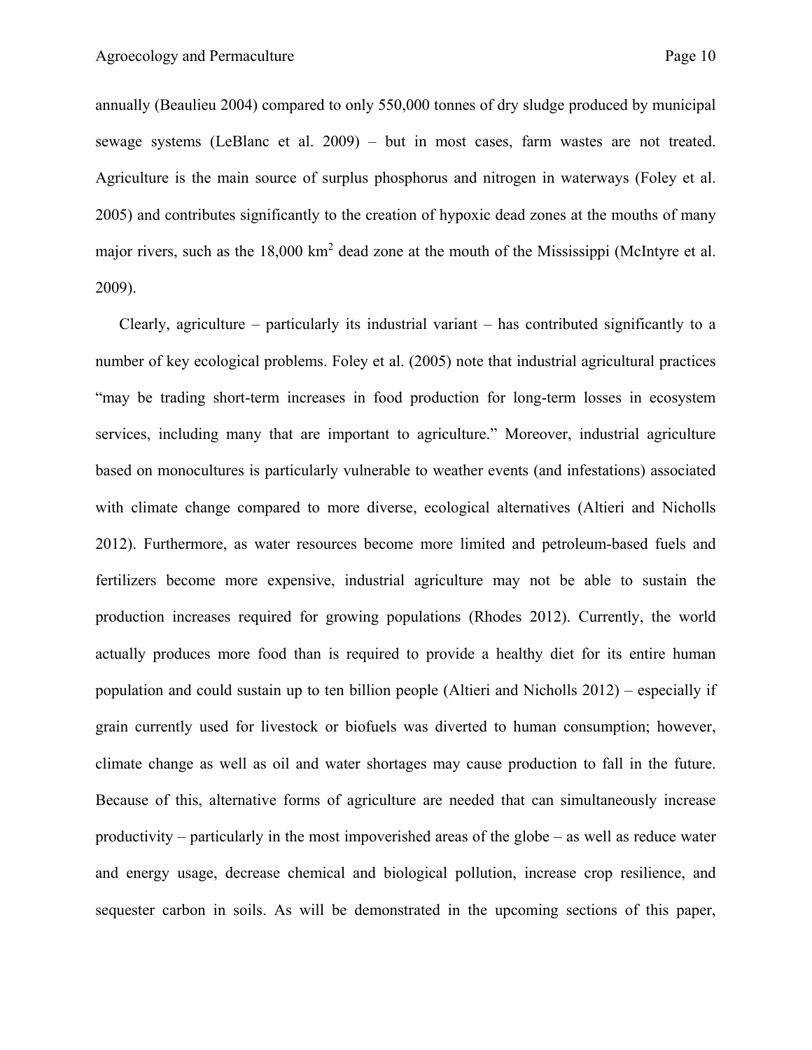annually (Beaulieu 2004) compared to only 550,000 tonnes of dry sludge produced by municipal sewage systems (LeBlanc et al. 2009) – but in most cases, farm wastes are not treated. Agriculture is the main source of surplus phosphorus and nitrogen in waterways (Foley et al. 2005) and contributes significantly to the creation of hypoxic dead zones at the mouths of many major rivers, such as the 18,000 $km^2$ dead zone at the mouth of the Mississippi (McIntyre et al. 2009).

Clearly, agriculture – particularly its industrial variant – has contributed significantly to a number of key ecological problems. Foley et al. (2005) note that industrial agricultural practices "may be trading short-term increases in food production for long-term losses in ecosystem services, including many that are important to agriculture." Moreover, industrial agriculture based on monocultures is particularly vulnerable to weather events (and infestations) associated with climate change compared to more diverse, ecological alternatives (Altieri and Nicholls 2012). Furthermore, as water resources become more limited and petroleum-based fuels and fertilizers become more expensive, industrial agriculture may not be able to sustain the production increases required for growing populations (Rhodes 2012). Currently, the world actually produces more food than is required to provide a healthy diet for its entire human population and could sustain up to ten billion people (Altieri and Nicholls 2012) – especially if grain currently used for livestock or biofuels was diverted to human consumption; however, climate change as well as oil and water shortages may cause production to fall in the future. Because of this, alternative forms of agriculture are needed that can simultaneously increase productivity – particularly in the most impoverished areas of the globe – as well as reduce water and energy usage, decrease chemical and biological pollution, increase crop resilience, and sequester carbon in soils. As will be demonstrated in the upcoming sections of this paper,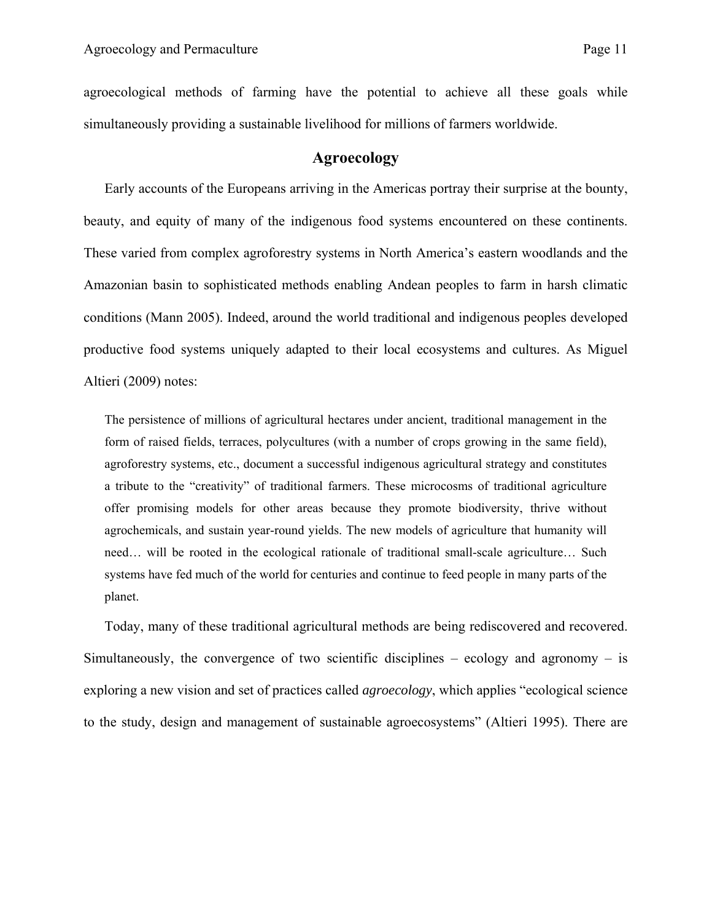agroecological methods of farming have the potential to achieve all these goals while simultaneously providing a sustainable livelihood for millions of farmers worldwide.

## Agroecology

Early accounts of the Europeans arriving in the Americas portray their surprise at the bounty, beauty, and equity of many of the indigenous food systems encountered on these continents. These varied from complex agroforestry systems in North America's eastern woodlands and the Amazonian basin to sophisticated methods enabling Andean peoples to farm in harsh climatic conditions (Mann 2005). Indeed, around the world traditional and indigenous peoples developed productive food systems uniquely adapted to their local ecosystems and cultures. As Miguel Altieri (2009) notes:

> The persistence of millions of agricultural hectares under ancient, traditional management in the form of raised fields, terraces, polycultures (with a number of crops growing in the same field), agroforestry systems, etc., document a successful indigenous agricultural strategy and constitutes a tribute to the "creativity" of traditional farmers. These microcosms of traditional agriculture offer promising models for other areas because they promote biodiversity, thrive without agrochemicals, and sustain year-round yields. The new models of agriculture that humanity will need… will be rooted in the ecological rationale of traditional small-scale agriculture… Such systems have fed much of the world for centuries and continue to feed people in many parts of the planet.

Today, many of these traditional agricultural methods are being rediscovered and recovered. Simultaneously, the convergence of two scientific disciplines – ecology and agronomy – is exploring a new vision and set of practices called *agroecology*, which applies "ecological science to the study, design and management of sustainable agroecosystems" (Altieri 1995). There are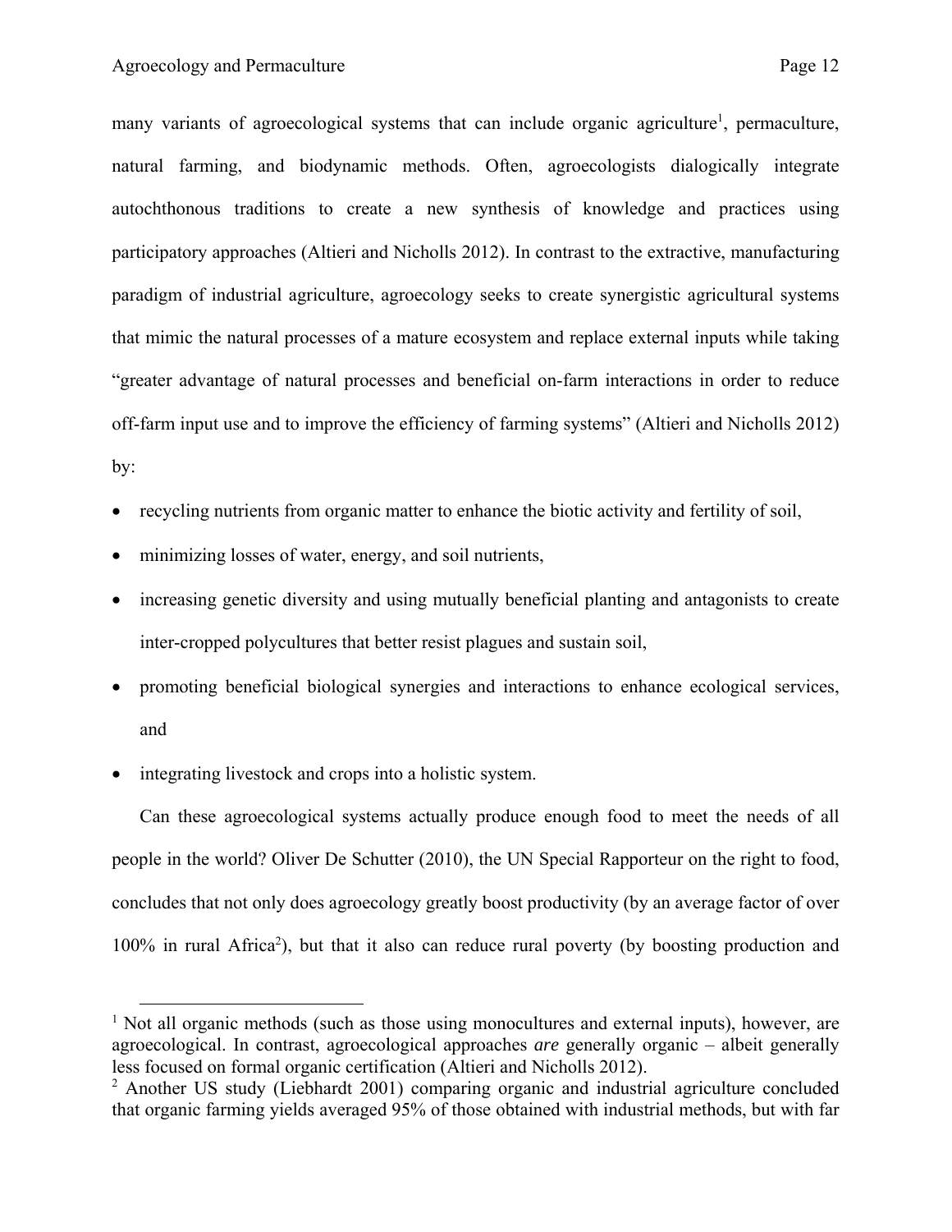many variants of agroecological systems that can include organic agriculture[1], permaculture, natural farming, and biodynamic methods. Often, agroecologists dialogically integrate autochthonous traditions to create a new synthesis of knowledge and practices using participatory approaches (Altieri and Nicholls 2012). In contrast to the extractive, manufacturing paradigm of industrial agriculture, agroecology seeks to create synergistic agricultural systems that mimic the natural processes of a mature ecosystem and replace external inputs while taking "greater advantage of natural processes and beneficial on-farm interactions in order to reduce off-farm input use and to improve the efficiency of farming systems" (Altieri and Nicholls 2012) by:

- recycling nutrients from organic matter to enhance the biotic activity and fertility of soil,
- minimizing losses of water, energy, and soil nutrients,
- increasing genetic diversity and using mutually beneficial planting and antagonists to create inter-cropped polycultures that better resist plagues and sustain soil,
- promoting beneficial biological synergies and interactions to enhance ecological services, and
- integrating livestock and crops into a holistic system.

Can these agroecological systems actually produce enough food to meet the needs of all people in the world? Oliver De Schutter (2010), the UN Special Rapporteur on the right to food, concludes that not only does agroecology greatly boost productivity (by an average factor of over 100% in rural Africa[2]), but that it also can reduce rural poverty (by boosting production and

[1] Not all organic methods (such as those using monocultures and external inputs), however, are agroecological. In contrast, agroecological approaches *are* generally organic – albeit generally less focused on formal organic certification (Altieri and Nicholls 2012).

[2] Another US study (Liebhardt 2001) comparing organic and industrial agriculture concluded that organic farming yields averaged 95% of those obtained with industrial methods, but with far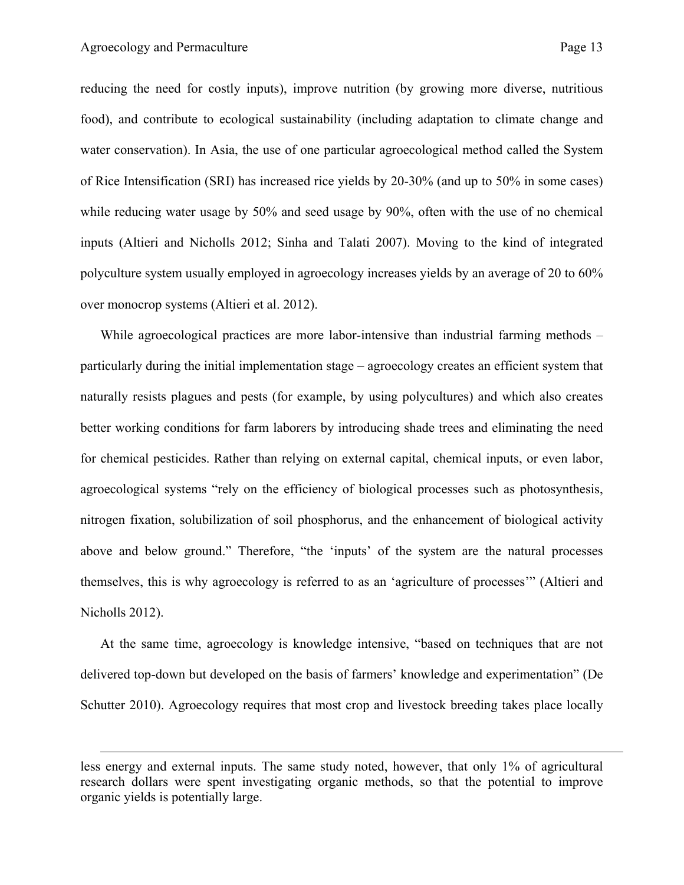reducing the need for costly inputs), improve nutrition (by growing more diverse, nutritious food), and contribute to ecological sustainability (including adaptation to climate change and water conservation). In Asia, the use of one particular agroecological method called the System of Rice Intensification (SRI) has increased rice yields by 20-30% (and up to 50% in some cases) while reducing water usage by 50% and seed usage by 90%, often with the use of no chemical inputs (Altieri and Nicholls 2012; Sinha and Talati 2007). Moving to the kind of integrated polyculture system usually employed in agroecology increases yields by an average of 20 to 60% over monocrop systems (Altieri et al. 2012).

While agroecological practices are more labor-intensive than industrial farming methods – particularly during the initial implementation stage – agroecology creates an efficient system that naturally resists plagues and pests (for example, by using polycultures) and which also creates better working conditions for farm laborers by introducing shade trees and eliminating the need for chemical pesticides. Rather than relying on external capital, chemical inputs, or even labor, agroecological systems "rely on the efficiency of biological processes such as photosynthesis, nitrogen fixation, solubilization of soil phosphorus, and the enhancement of biological activity above and below ground." Therefore, "the 'inputs' of the system are the natural processes themselves, this is why agroecology is referred to as an 'agriculture of processes'" (Altieri and Nicholls 2012).

At the same time, agroecology is knowledge intensive, "based on techniques that are not delivered top-down but developed on the basis of farmers' knowledge and experimentation" (De Schutter 2010). Agroecology requires that most crop and livestock breeding takes place locally

---

less energy and external inputs. The same study noted, however, that only 1% of agricultural research dollars were spent investigating organic methods, so that the potential to improve organic yields is potentially large.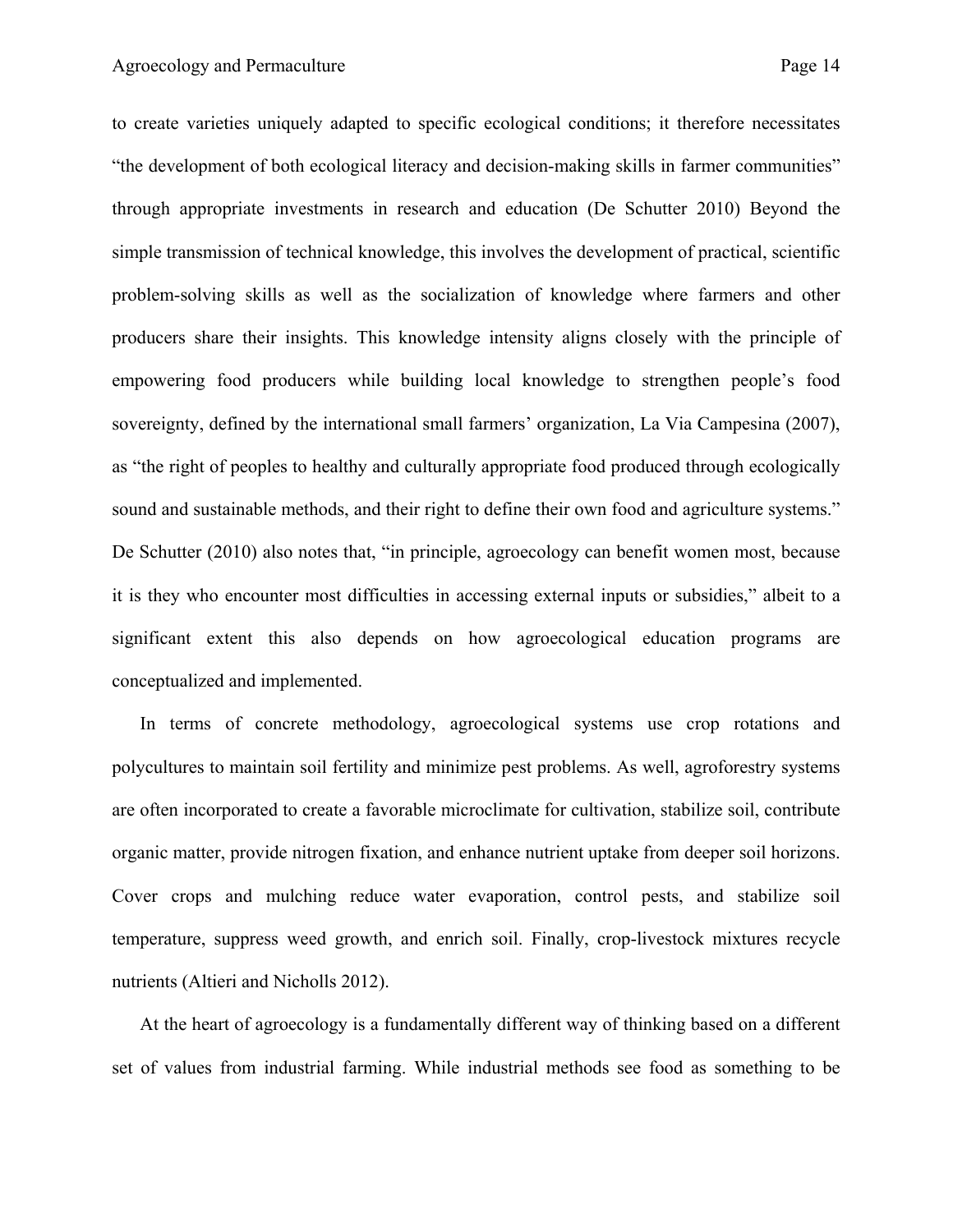to create varieties uniquely adapted to specific ecological conditions; it therefore necessitates "the development of both ecological literacy and decision-making skills in farmer communities" through appropriate investments in research and education (De Schutter 2010) Beyond the simple transmission of technical knowledge, this involves the development of practical, scientific problem-solving skills as well as the socialization of knowledge where farmers and other producers share their insights. This knowledge intensity aligns closely with the principle of empowering food producers while building local knowledge to strengthen people's food sovereignty, defined by the international small farmers' organization, La Via Campesina (2007), as "the right of peoples to healthy and culturally appropriate food produced through ecologically sound and sustainable methods, and their right to define their own food and agriculture systems." De Schutter (2010) also notes that, "in principle, agroecology can benefit women most, because it is they who encounter most difficulties in accessing external inputs or subsidies," albeit to a significant extent this also depends on how agroecological education programs are conceptualized and implemented.

In terms of concrete methodology, agroecological systems use crop rotations and polycultures to maintain soil fertility and minimize pest problems. As well, agroforestry systems are often incorporated to create a favorable microclimate for cultivation, stabilize soil, contribute organic matter, provide nitrogen fixation, and enhance nutrient uptake from deeper soil horizons. Cover crops and mulching reduce water evaporation, control pests, and stabilize soil temperature, suppress weed growth, and enrich soil. Finally, crop-livestock mixtures recycle nutrients (Altieri and Nicholls 2012).

At the heart of agroecology is a fundamentally different way of thinking based on a different set of values from industrial farming. While industrial methods see food as something to be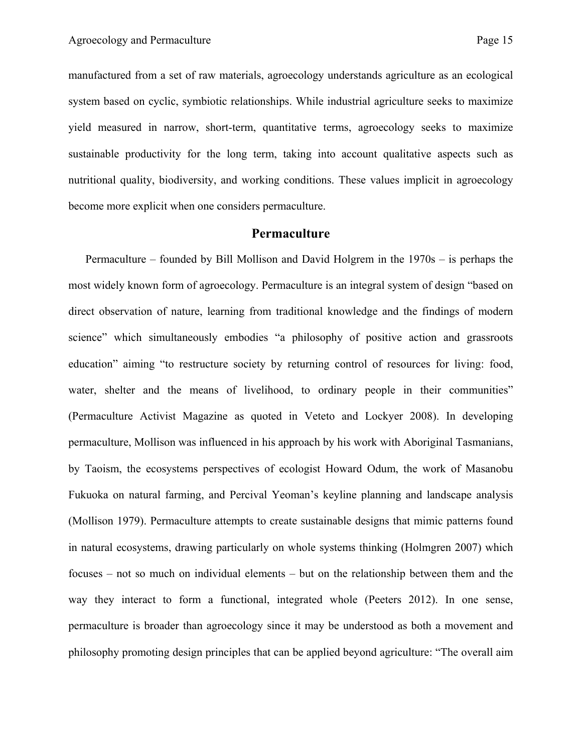manufactured from a set of raw materials, agroecology understands agriculture as an ecological system based on cyclic, symbiotic relationships. While industrial agriculture seeks to maximize yield measured in narrow, short-term, quantitative terms, agroecology seeks to maximize sustainable productivity for the long term, taking into account qualitative aspects such as nutritional quality, biodiversity, and working conditions. These values implicit in agroecology become more explicit when one considers permaculture.

## Permaculture

Permaculture – founded by Bill Mollison and David Holgrem in the 1970s – is perhaps the most widely known form of agroecology. Permaculture is an integral system of design "based on direct observation of nature, learning from traditional knowledge and the findings of modern science" which simultaneously embodies "a philosophy of positive action and grassroots education" aiming "to restructure society by returning control of resources for living: food, water, shelter and the means of livelihood, to ordinary people in their communities" (Permaculture Activist Magazine as quoted in Veteto and Lockyer 2008). In developing permaculture, Mollison was influenced in his approach by his work with Aboriginal Tasmanians, by Taoism, the ecosystems perspectives of ecologist Howard Odum, the work of Masanobu Fukuoka on natural farming, and Percival Yeoman's keyline planning and landscape analysis (Mollison 1979). Permaculture attempts to create sustainable designs that mimic patterns found in natural ecosystems, drawing particularly on whole systems thinking (Holmgren 2007) which focuses – not so much on individual elements – but on the relationship between them and the way they interact to form a functional, integrated whole (Peeters 2012). In one sense, permaculture is broader than agroecology since it may be understood as both a movement and philosophy promoting design principles that can be applied beyond agriculture: "The overall aim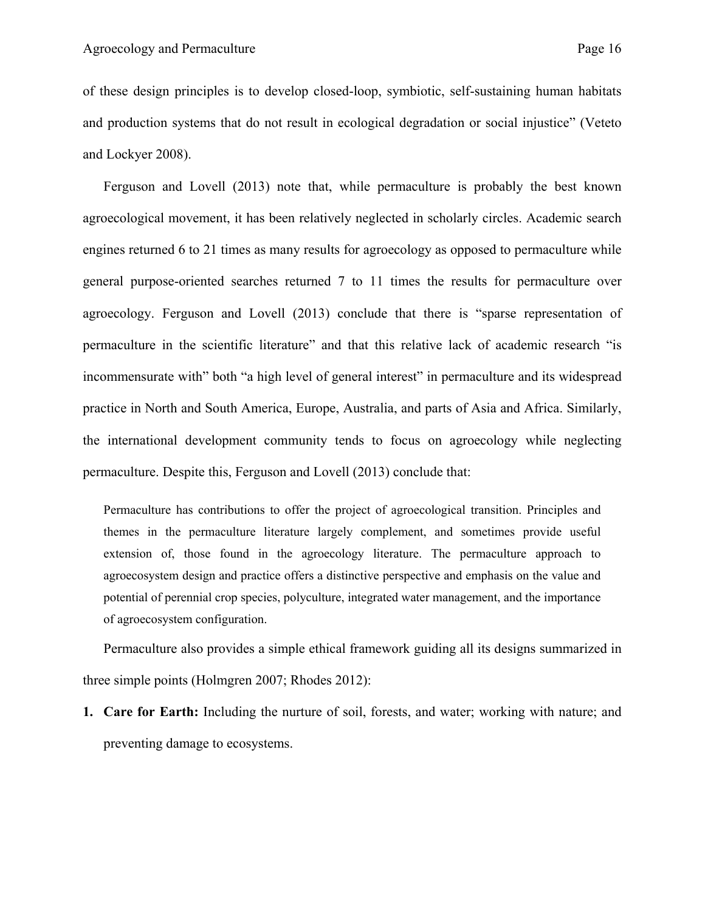of these design principles is to develop closed-loop, symbiotic, self-sustaining human habitats and production systems that do not result in ecological degradation or social injustice" (Veteto and Lockyer 2008).

Ferguson and Lovell (2013) note that, while permaculture is probably the best known agroecological movement, it has been relatively neglected in scholarly circles. Academic search engines returned 6 to 21 times as many results for agroecology as opposed to permaculture while general purpose-oriented searches returned 7 to 11 times the results for permaculture over agroecology. Ferguson and Lovell (2013) conclude that there is "sparse representation of permaculture in the scientific literature" and that this relative lack of academic research "is incommensurate with" both "a high level of general interest" in permaculture and its widespread practice in North and South America, Europe, Australia, and parts of Asia and Africa. Similarly, the international development community tends to focus on agroecology while neglecting permaculture. Despite this, Ferguson and Lovell (2013) conclude that:

> Permaculture has contributions to offer the project of agroecological transition. Principles and themes in the permaculture literature largely complement, and sometimes provide useful extension of, those found in the agroecology literature. The permaculture approach to agroecosystem design and practice offers a distinctive perspective and emphasis on the value and potential of perennial crop species, polyculture, integrated water management, and the importance of agroecosystem configuration.

Permaculture also provides a simple ethical framework guiding all its designs summarized in three simple points (Holmgren 2007; Rhodes 2012):

1. **Care for Earth:** Including the nurture of soil, forests, and water; working with nature; and preventing damage to ecosystems.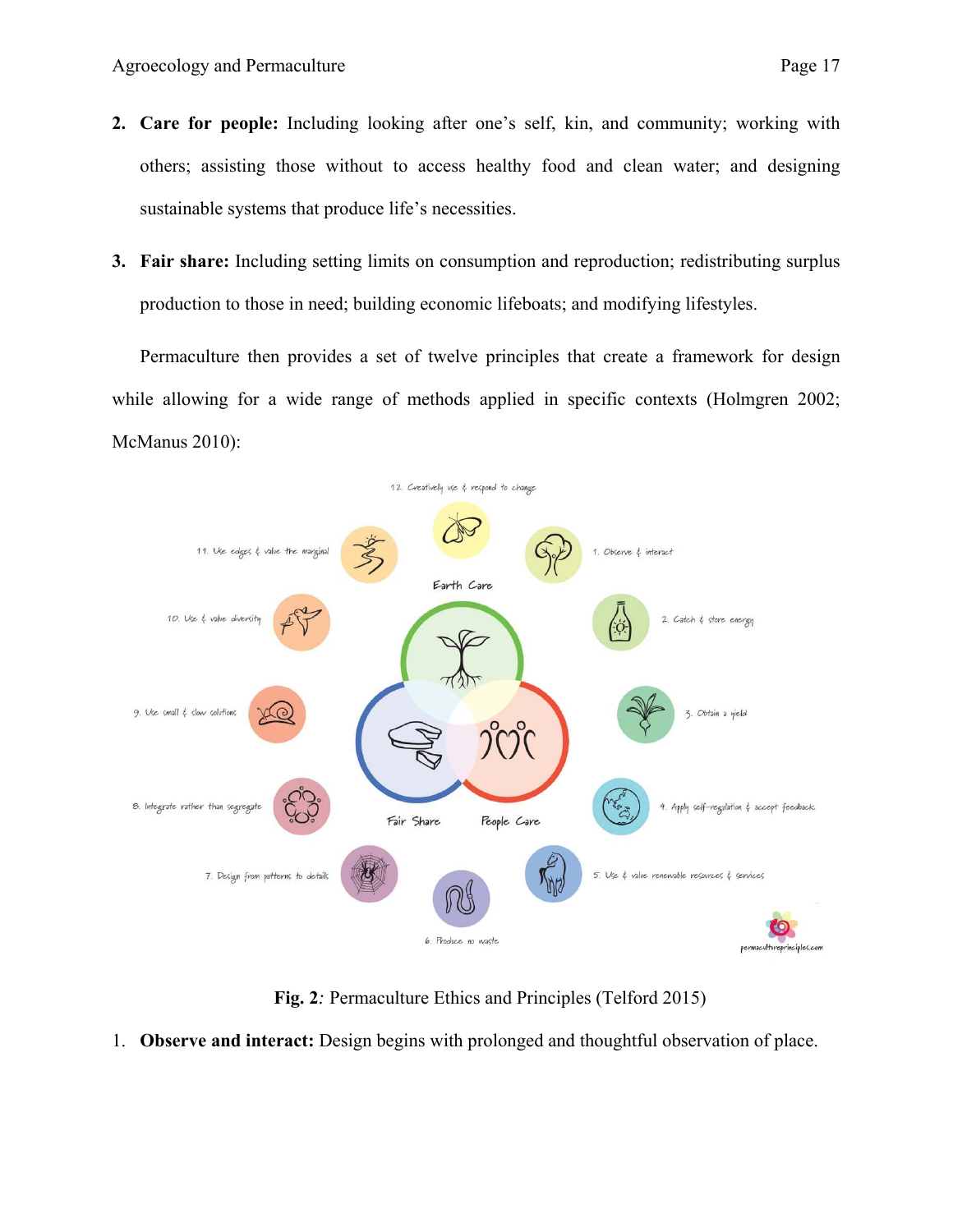2. **Care for people:** Including looking after one's self, kin, and community; working with others; assisting those without to access healthy food and clean water; and designing sustainable systems that produce life's necessities.

3. **Fair share:** Including setting limits on consumption and reproduction; redistributing surplus production to those in need; building economic lifeboats; and modifying lifestyles.

Permaculture then provides a set of twelve principles that create a framework for design while allowing for a wide range of methods applied in specific contexts (Holmgren 2002; McManus 2010):

**Fig. 2**: Permaculture Ethics and Principles (Telford 2015)

1. **Observe and interact:** Design begins with prolonged and thoughtful observation of place.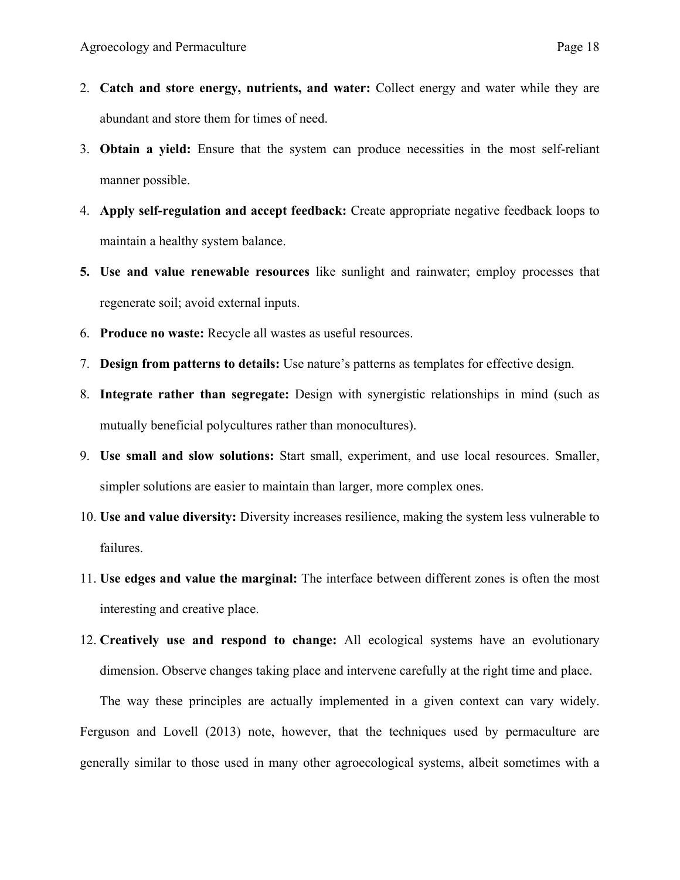2. **Catch and store energy, nutrients, and water:** Collect energy and water while they are abundant and store them for times of need.
3. **Obtain a yield:** Ensure that the system can produce necessities in the most self-reliant manner possible.
4. **Apply self-regulation and accept feedback:** Create appropriate negative feedback loops to maintain a healthy system balance.
5. **Use and value renewable resources** like sunlight and rainwater; employ processes that regenerate soil; avoid external inputs.
6. **Produce no waste:** Recycle all wastes as useful resources.
7. **Design from patterns to details:** Use nature's patterns as templates for effective design.
8. **Integrate rather than segregate:** Design with synergistic relationships in mind (such as mutually beneficial polycultures rather than monocultures).
9. **Use small and slow solutions:** Start small, experiment, and use local resources. Smaller, simpler solutions are easier to maintain than larger, more complex ones.
10. **Use and value diversity:** Diversity increases resilience, making the system less vulnerable to failures.
11. **Use edges and value the marginal:** The interface between different zones is often the most interesting and creative place.
12. **Creatively use and respond to change:** All ecological systems have an evolutionary dimension. Observe changes taking place and intervene carefully at the right time and place.

The way these principles are actually implemented in a given context can vary widely. Ferguson and Lovell (2013) note, however, that the techniques used by permaculture are generally similar to those used in many other agroecological systems, albeit sometimes with a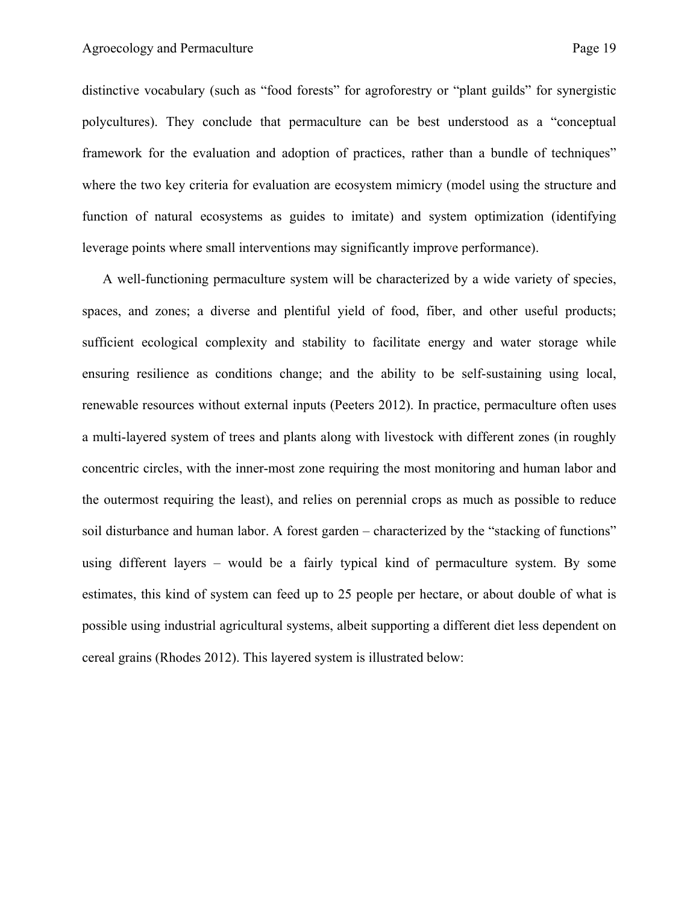distinctive vocabulary (such as "food forests" for agroforestry or "plant guilds" for synergistic polycultures). They conclude that permaculture can be best understood as a "conceptual framework for the evaluation and adoption of practices, rather than a bundle of techniques" where the two key criteria for evaluation are ecosystem mimicry (model using the structure and function of natural ecosystems as guides to imitate) and system optimization (identifying leverage points where small interventions may significantly improve performance).

A well-functioning permaculture system will be characterized by a wide variety of species, spaces, and zones; a diverse and plentiful yield of food, fiber, and other useful products; sufficient ecological complexity and stability to facilitate energy and water storage while ensuring resilience as conditions change; and the ability to be self-sustaining using local, renewable resources without external inputs (Peeters 2012). In practice, permaculture often uses a multi-layered system of trees and plants along with livestock with different zones (in roughly concentric circles, with the inner-most zone requiring the most monitoring and human labor and the outermost requiring the least), and relies on perennial crops as much as possible to reduce soil disturbance and human labor. A forest garden – characterized by the "stacking of functions" using different layers – would be a fairly typical kind of permaculture system. By some estimates, this kind of system can feed up to 25 people per hectare, or about double of what is possible using industrial agricultural systems, albeit supporting a different diet less dependent on cereal grains (Rhodes 2012). This layered system is illustrated below: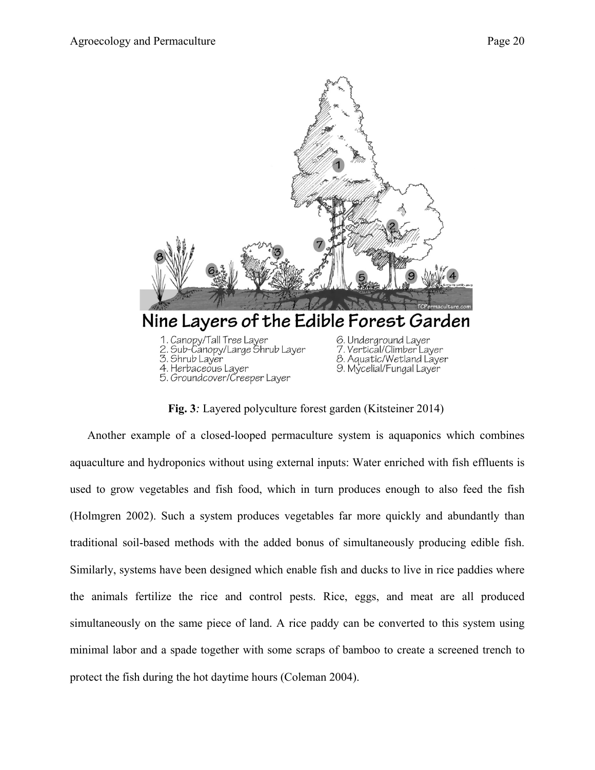**Fig. 3**: Layered polyculture forest garden (Kitsteiner 2014)

Another example of a closed-looped permaculture system is aquaponics which combines aquaculture and hydroponics without using external inputs: Water enriched with fish effluents is used to grow vegetables and fish food, which in turn produces enough to also feed the fish (Holmgren 2002). Such a system produces vegetables far more quickly and abundantly than traditional soil-based methods with the added bonus of simultaneously producing edible fish. Similarly, systems have been designed which enable fish and ducks to live in rice paddies where the animals fertilize the rice and control pests. Rice, eggs, and meat are all produced simultaneously on the same piece of land. A rice paddy can be converted to this system using minimal labor and a spade together with some scraps of bamboo to create a screened trench to protect the fish during the hot daytime hours (Coleman 2004).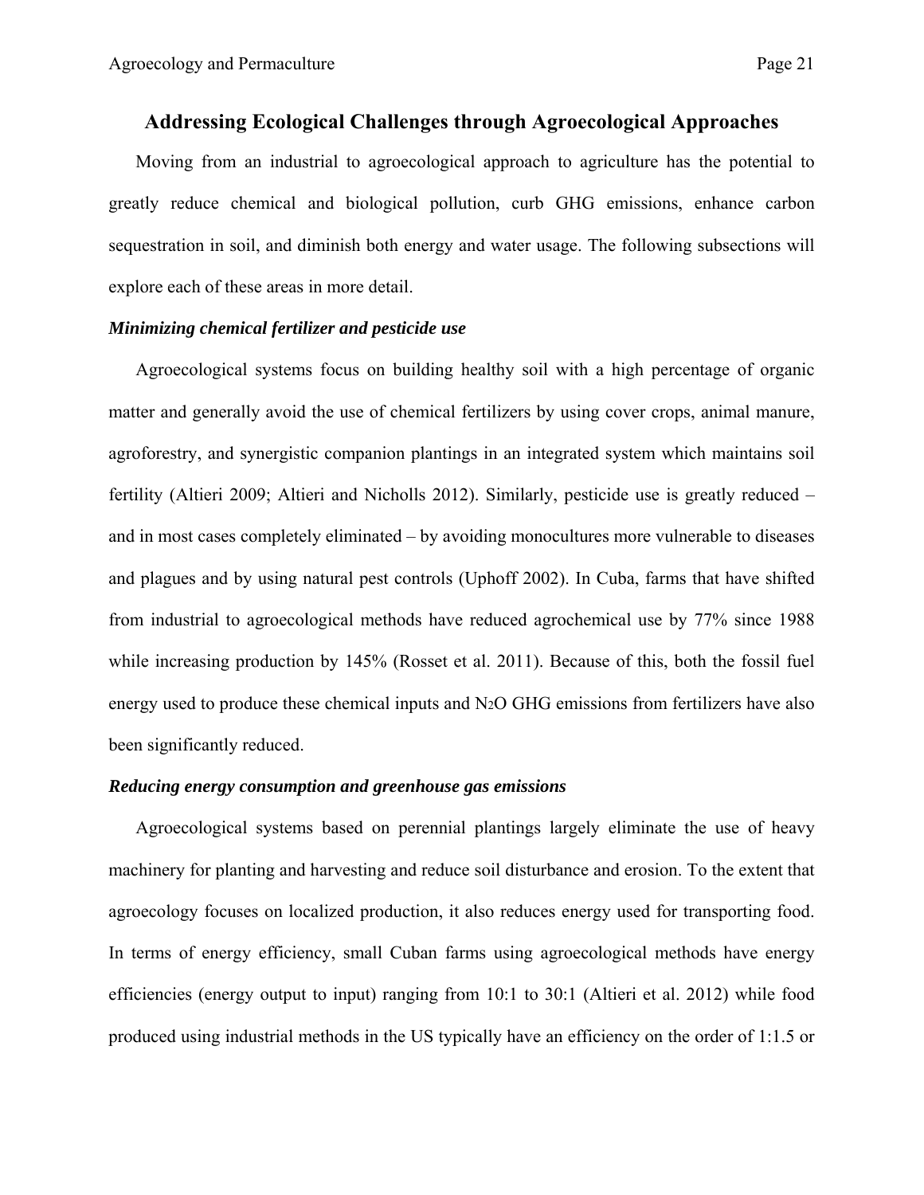## Addressing Ecological Challenges through Agroecological Approaches

Moving from an industrial to agroecological approach to agriculture has the potential to greatly reduce chemical and biological pollution, curb GHG emissions, enhance carbon sequestration in soil, and diminish both energy and water usage. The following subsections will explore each of these areas in more detail.

### *Minimizing chemical fertilizer and pesticide use*

Agroecological systems focus on building healthy soil with a high percentage of organic matter and generally avoid the use of chemical fertilizers by using cover crops, animal manure, agroforestry, and synergistic companion plantings in an integrated system which maintains soil fertility (Altieri 2009; Altieri and Nicholls 2012). Similarly, pesticide use is greatly reduced – and in most cases completely eliminated – by avoiding monocultures more vulnerable to diseases and plagues and by using natural pest controls (Uphoff 2002). In Cuba, farms that have shifted from industrial to agroecological methods have reduced agrochemical use by 77% since 1988 while increasing production by 145% (Rosset et al. 2011). Because of this, both the fossil fuel energy used to produce these chemical inputs and $N_2O$ GHG emissions from fertilizers have also been significantly reduced.

### *Reducing energy consumption and greenhouse gas emissions*

Agroecological systems based on perennial plantings largely eliminate the use of heavy machinery for planting and harvesting and reduce soil disturbance and erosion. To the extent that agroecology focuses on localized production, it also reduces energy used for transporting food. In terms of energy efficiency, small Cuban farms using agroecological methods have energy efficiencies (energy output to input) ranging from 10:1 to 30:1 (Altieri et al. 2012) while food produced using industrial methods in the US typically have an efficiency on the order of 1:1.5 or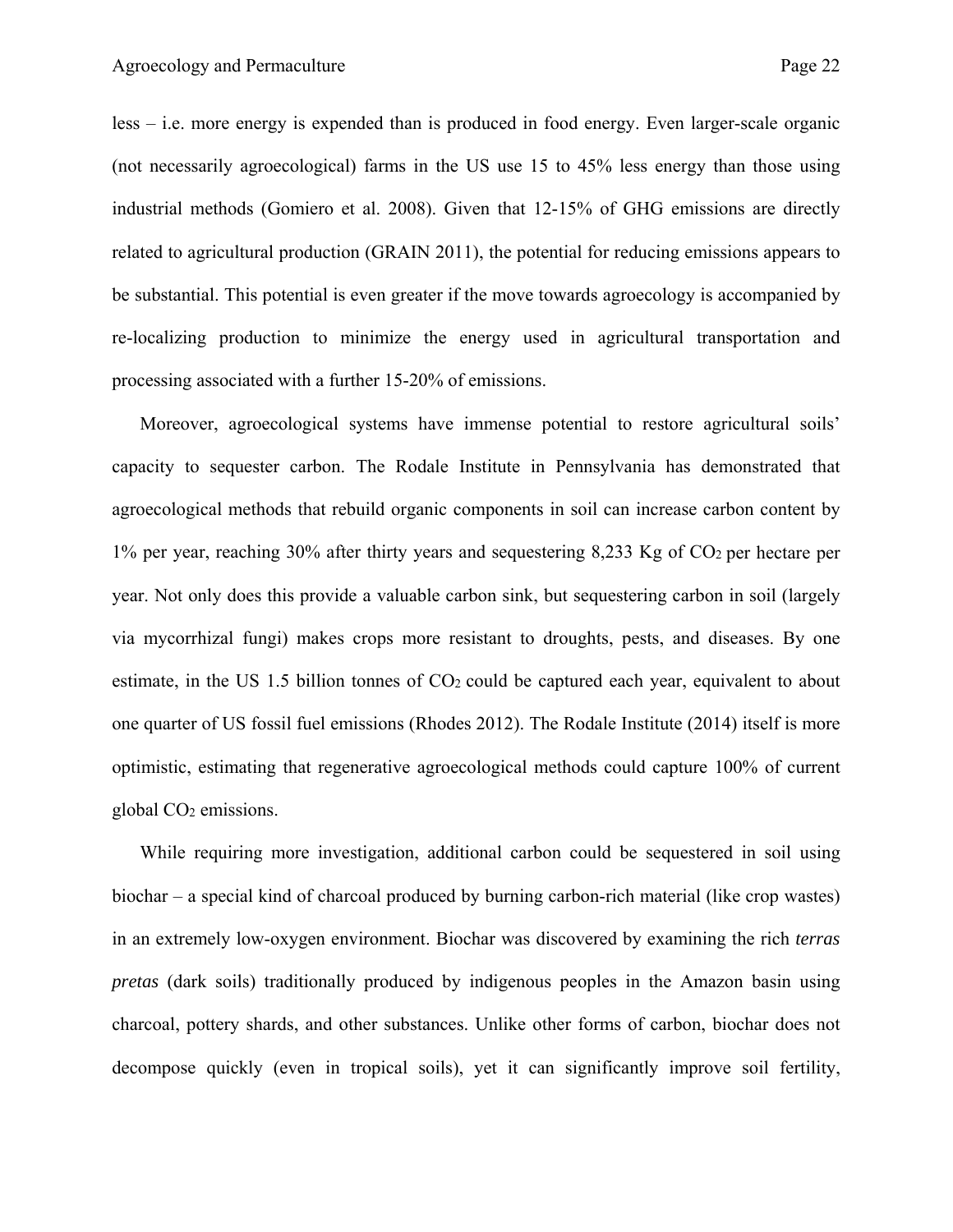less – i.e. more energy is expended than is produced in food energy. Even larger-scale organic (not necessarily agroecological) farms in the US use 15 to 45% less energy than those using industrial methods (Gomiero et al. 2008). Given that 12-15% of GHG emissions are directly related to agricultural production (GRAIN 2011), the potential for reducing emissions appears to be substantial. This potential is even greater if the move towards agroecology is accompanied by re-localizing production to minimize the energy used in agricultural transportation and processing associated with a further 15-20% of emissions.

Moreover, agroecological systems have immense potential to restore agricultural soils' capacity to sequester carbon. The Rodale Institute in Pennsylvania has demonstrated that agroecological methods that rebuild organic components in soil can increase carbon content by 1% per year, reaching 30% after thirty years and sequestering 8,233 Kg of $CO_2$ per hectare per year. Not only does this provide a valuable carbon sink, but sequestering carbon in soil (largely via mycorrhizal fungi) makes crops more resistant to droughts, pests, and diseases. By one estimate, in the US 1.5 billion tonnes of $CO_2$ could be captured each year, equivalent to about one quarter of US fossil fuel emissions (Rhodes 2012). The Rodale Institute (2014) itself is more optimistic, estimating that regenerative agroecological methods could capture 100% of current global $CO_2$ emissions.

While requiring more investigation, additional carbon could be sequestered in soil using biochar – a special kind of charcoal produced by burning carbon-rich material (like crop wastes) in an extremely low-oxygen environment. Biochar was discovered by examining the rich *terras pretas* (dark soils) traditionally produced by indigenous peoples in the Amazon basin using charcoal, pottery shards, and other substances. Unlike other forms of carbon, biochar does not decompose quickly (even in tropical soils), yet it can significantly improve soil fertility,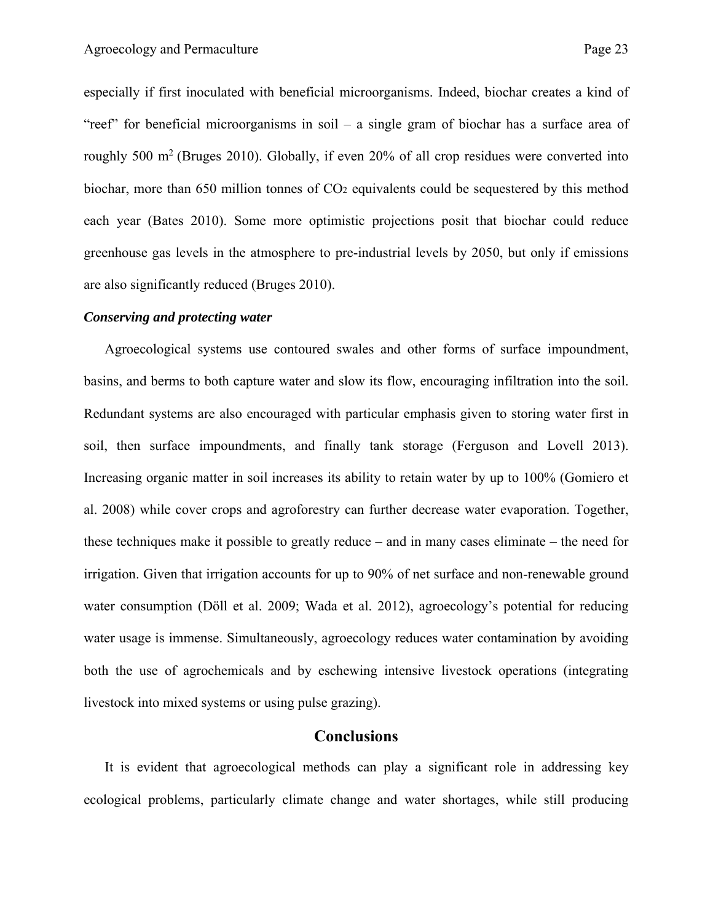especially if first inoculated with beneficial microorganisms. Indeed, biochar creates a kind of "reef" for beneficial microorganisms in soil – a single gram of biochar has a surface area of roughly 500 $m^2$ (Bruges 2010). Globally, if even 20% of all crop residues were converted into biochar, more than 650 million tonnes of $CO_2$ equivalents could be sequestered by this method each year (Bates 2010). Some more optimistic projections posit that biochar could reduce greenhouse gas levels in the atmosphere to pre-industrial levels by 2050, but only if emissions are also significantly reduced (Bruges 2010).

***Conserving and protecting water***

Agroecological systems use contoured swales and other forms of surface impoundment, basins, and berms to both capture water and slow its flow, encouraging infiltration into the soil. Redundant systems are also encouraged with particular emphasis given to storing water first in soil, then surface impoundments, and finally tank storage (Ferguson and Lovell 2013). Increasing organic matter in soil increases its ability to retain water by up to 100% (Gomiero et al. 2008) while cover crops and agroforestry can further decrease water evaporation. Together, these techniques make it possible to greatly reduce – and in many cases eliminate – the need for irrigation. Given that irrigation accounts for up to 90% of net surface and non-renewable ground water consumption (Döll et al. 2009; Wada et al. 2012), agroecology's potential for reducing water usage is immense. Simultaneously, agroecology reduces water contamination by avoiding both the use of agrochemicals and by eschewing intensive livestock operations (integrating livestock into mixed systems or using pulse grazing).

## Conclusions

It is evident that agroecological methods can play a significant role in addressing key ecological problems, particularly climate change and water shortages, while still producing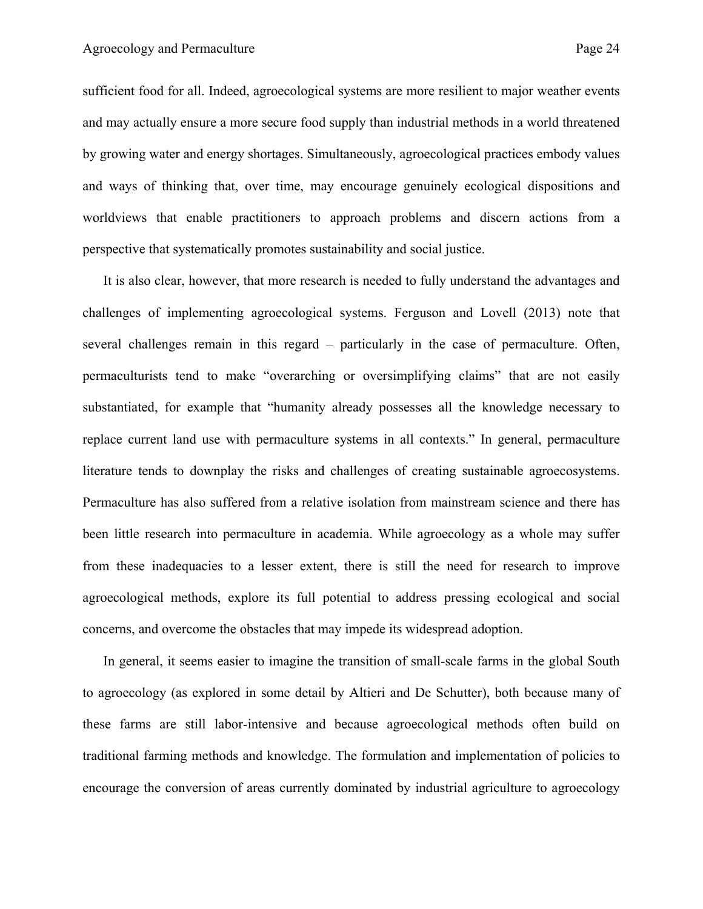sufficient food for all. Indeed, agroecological systems are more resilient to major weather events and may actually ensure a more secure food supply than industrial methods in a world threatened by growing water and energy shortages. Simultaneously, agroecological practices embody values and ways of thinking that, over time, may encourage genuinely ecological dispositions and worldviews that enable practitioners to approach problems and discern actions from a perspective that systematically promotes sustainability and social justice.

It is also clear, however, that more research is needed to fully understand the advantages and challenges of implementing agroecological systems. Ferguson and Lovell (2013) note that several challenges remain in this regard – particularly in the case of permaculture. Often, permaculturists tend to make "overarching or oversimplifying claims" that are not easily substantiated, for example that "humanity already possesses all the knowledge necessary to replace current land use with permaculture systems in all contexts." In general, permaculture literature tends to downplay the risks and challenges of creating sustainable agroecosystems. Permaculture has also suffered from a relative isolation from mainstream science and there has been little research into permaculture in academia. While agroecology as a whole may suffer from these inadequacies to a lesser extent, there is still the need for research to improve agroecological methods, explore its full potential to address pressing ecological and social concerns, and overcome the obstacles that may impede its widespread adoption.

In general, it seems easier to imagine the transition of small-scale farms in the global South to agroecology (as explored in some detail by Altieri and De Schutter), both because many of these farms are still labor-intensive and because agroecological methods often build on traditional farming methods and knowledge. The formulation and implementation of policies to encourage the conversion of areas currently dominated by industrial agriculture to agroecology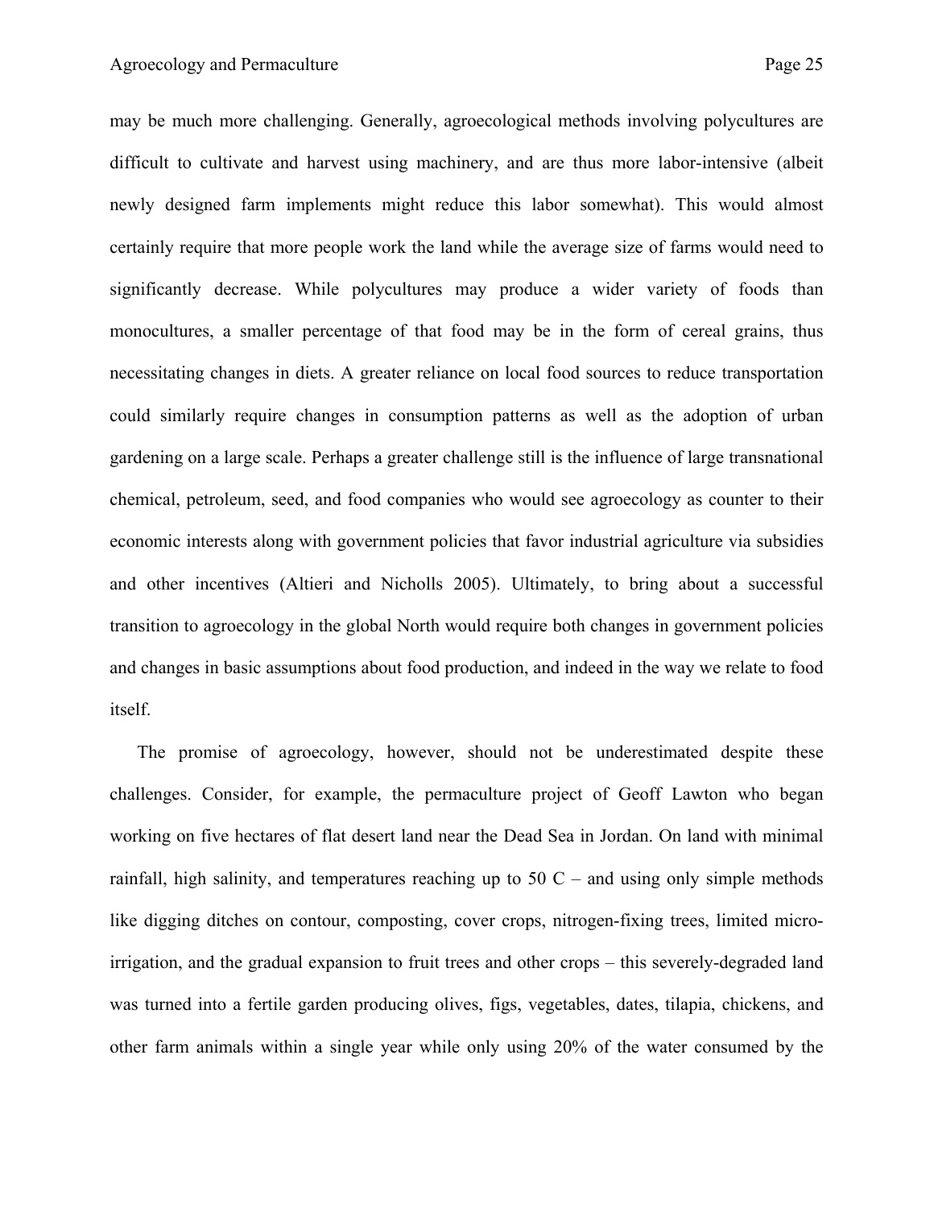may be much more challenging. Generally, agroecological methods involving polycultures are difficult to cultivate and harvest using machinery, and are thus more labor-intensive (albeit newly designed farm implements might reduce this labor somewhat). This would almost certainly require that more people work the land while the average size of farms would need to significantly decrease. While polycultures may produce a wider variety of foods than monocultures, a smaller percentage of that food may be in the form of cereal grains, thus necessitating changes in diets. A greater reliance on local food sources to reduce transportation could similarly require changes in consumption patterns as well as the adoption of urban gardening on a large scale. Perhaps a greater challenge still is the influence of large transnational chemical, petroleum, seed, and food companies who would see agroecology as counter to their economic interests along with government policies that favor industrial agriculture via subsidies and other incentives (Altieri and Nicholls 2005). Ultimately, to bring about a successful transition to agroecology in the global North would require both changes in government policies and changes in basic assumptions about food production, and indeed in the way we relate to food itself.

The promise of agroecology, however, should not be underestimated despite these challenges. Consider, for example, the permaculture project of Geoff Lawton who began working on five hectares of flat desert land near the Dead Sea in Jordan. On land with minimal rainfall, high salinity, and temperatures reaching up to 50 C – and using only simple methods like digging ditches on contour, composting, cover crops, nitrogen-fixing trees, limited micro-irrigation, and the gradual expansion to fruit trees and other crops – this severely-degraded land was turned into a fertile garden producing olives, figs, vegetables, dates, tilapia, chickens, and other farm animals within a single year while only using 20% of the water consumed by the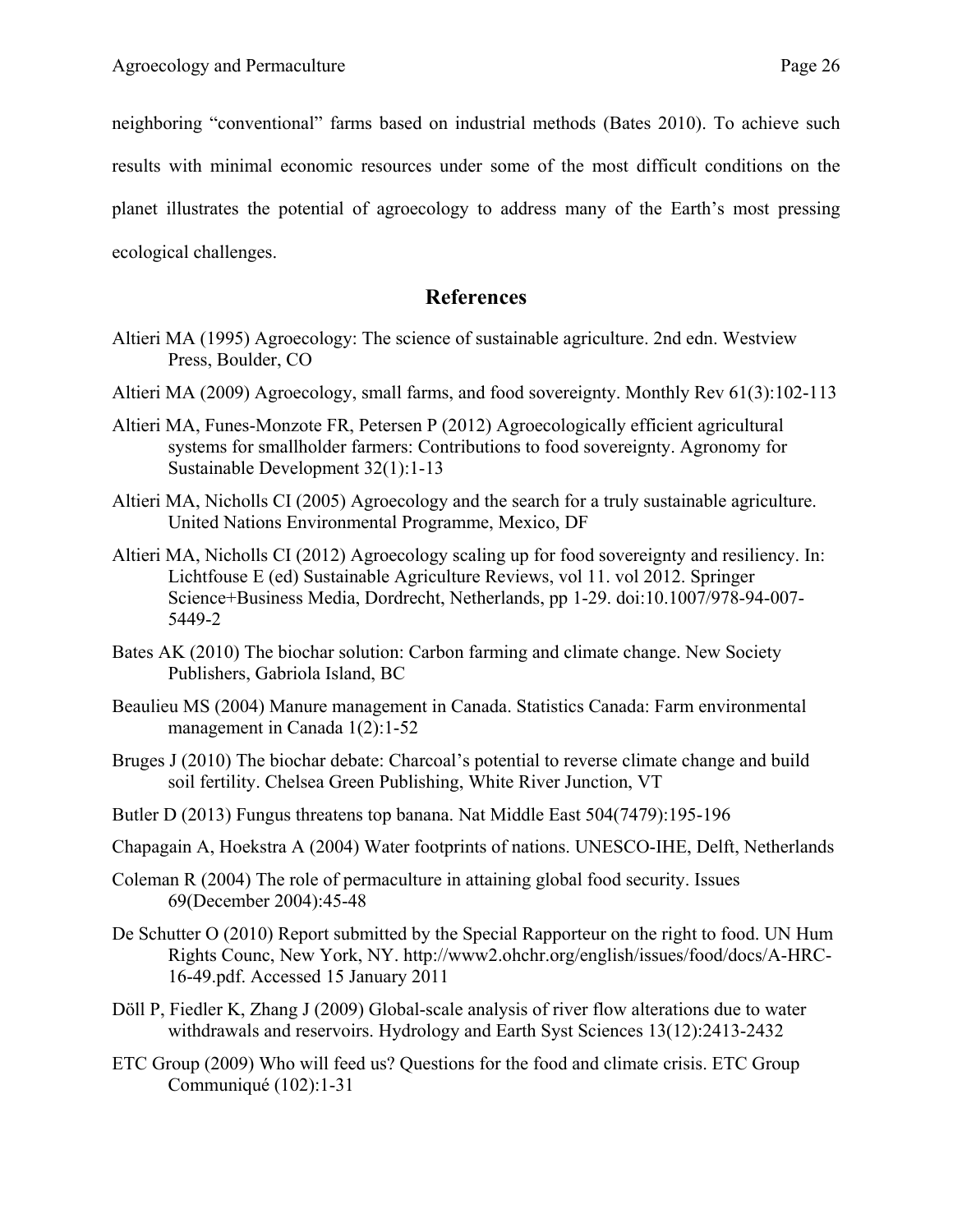neighboring "conventional" farms based on industrial methods (Bates 2010). To achieve such results with minimal economic resources under some of the most difficult conditions on the planet illustrates the potential of agroecology to address many of the Earth's most pressing ecological challenges.

## References

Altieri MA (1995) Agroecology: The science of sustainable agriculture. 2nd edn. Westview Press, Boulder, CO

Altieri MA (2009) Agroecology, small farms, and food sovereignty. Monthly Rev 61(3):102-113

Altieri MA, Funes-Monzote FR, Petersen P (2012) Agroecologically efficient agricultural systems for smallholder farmers: Contributions to food sovereignty. Agronomy for Sustainable Development 32(1):1-13

Altieri MA, Nicholls CI (2005) Agroecology and the search for a truly sustainable agriculture. United Nations Environmental Programme, Mexico, DF

Altieri MA, Nicholls CI (2012) Agroecology scaling up for food sovereignty and resiliency. In: Lichtfouse E (ed) Sustainable Agriculture Reviews, vol 11. vol 2012. Springer Science+Business Media, Dordrecht, Netherlands, pp 1-29. doi:10.1007/978-94-007-5449-2

Bates AK (2010) The biochar solution: Carbon farming and climate change. New Society Publishers, Gabriola Island, BC

Beaulieu MS (2004) Manure management in Canada. Statistics Canada: Farm environmental management in Canada 1(2):1-52

Bruges J (2010) The biochar debate: Charcoal's potential to reverse climate change and build soil fertility. Chelsea Green Publishing, White River Junction, VT

Butler D (2013) Fungus threatens top banana. Nat Middle East 504(7479):195-196

Chapagain A, Hoekstra A (2004) Water footprints of nations. UNESCO-IHE, Delft, Netherlands

Coleman R (2004) The role of permaculture in attaining global food security. Issues 69(December 2004):45-48

De Schutter O (2010) Report submitted by the Special Rapporteur on the right to food. UN Hum Rights Counc, New York, NY. http://www2.ohchr.org/english/issues/food/docs/A-HRC-16-49.pdf. Accessed 15 January 2011

Döll P, Fiedler K, Zhang J (2009) Global-scale analysis of river flow alterations due to water withdrawals and reservoirs. Hydrology and Earth Syst Sciences 13(12):2413-2432

ETC Group (2009) Who will feed us? Questions for the food and climate crisis. ETC Group Communiqué (102):1-31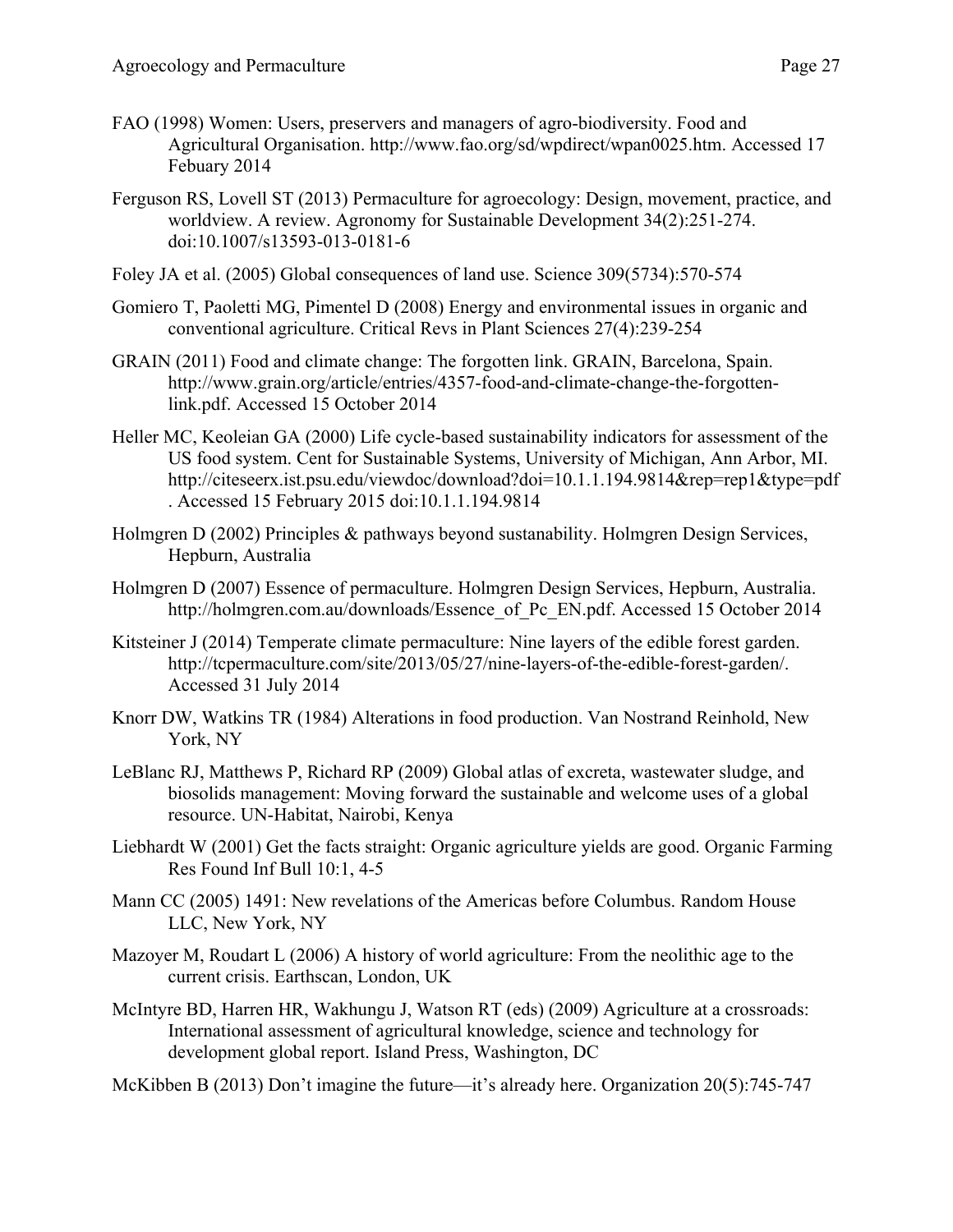FAO (1998) Women: Users, preservers and managers of agro-biodiversity. Food and Agricultural Organisation. http://www.fao.org/sd/wpdirect/wpan0025.htm. Accessed 17 Febuary 2014

Ferguson RS, Lovell ST (2013) Permaculture for agroecology: Design, movement, practice, and worldview. A review. Agronomy for Sustainable Development 34(2):251-274. doi:10.1007/s13593-013-0181-6

Foley JA et al. (2005) Global consequences of land use. Science 309(5734):570-574

Gomiero T, Paoletti MG, Pimentel D (2008) Energy and environmental issues in organic and conventional agriculture. Critical Revs in Plant Sciences 27(4):239-254

GRAIN (2011) Food and climate change: The forgotten link. GRAIN, Barcelona, Spain. http://www.grain.org/article/entries/4357-food-and-climate-change-the-forgotten-link.pdf. Accessed 15 October 2014

Heller MC, Keoleian GA (2000) Life cycle-based sustainability indicators for assessment of the US food system. Cent for Sustainable Systems, University of Michigan, Ann Arbor, MI. http://citeseerx.ist.psu.edu/viewdoc/download?doi=10.1.1.194.9814&rep=rep1&type=pdf. Accessed 15 February 2015 doi:10.1.1.194.9814

Holmgren D (2002) Principles & pathways beyond sustanability. Holmgren Design Services, Hepburn, Australia

Holmgren D (2007) Essence of permaculture. Holmgren Design Services, Hepburn, Australia. http://holmgren.com.au/downloads/Essence_of_Pc_EN.pdf. Accessed 15 October 2014

Kitsteiner J (2014) Temperate climate permaculture: Nine layers of the edible forest garden. http://tcpermaculture.com/site/2013/05/27/nine-layers-of-the-edible-forest-garden/. Accessed 31 July 2014

Knorr DW, Watkins TR (1984) Alterations in food production. Van Nostrand Reinhold, New York, NY

LeBlanc RJ, Matthews P, Richard RP (2009) Global atlas of excreta, wastewater sludge, and biosolids management: Moving forward the sustainable and welcome uses of a global resource. UN-Habitat, Nairobi, Kenya

Liebhardt W (2001) Get the facts straight: Organic agriculture yields are good. Organic Farming Res Found Inf Bull 10:1, 4-5

Mann CC (2005) 1491: New revelations of the Americas before Columbus. Random House LLC, New York, NY

Mazoyer M, Roudart L (2006) A history of world agriculture: From the neolithic age to the current crisis. Earthscan, London, UK

McIntyre BD, Harren HR, Wakhungu J, Watson RT (eds) (2009) Agriculture at a crossroads: International assessment of agricultural knowledge, science and technology for development global report. Island Press, Washington, DC

McKibben B (2013) Don't imagine the future—it's already here. Organization 20(5):745-747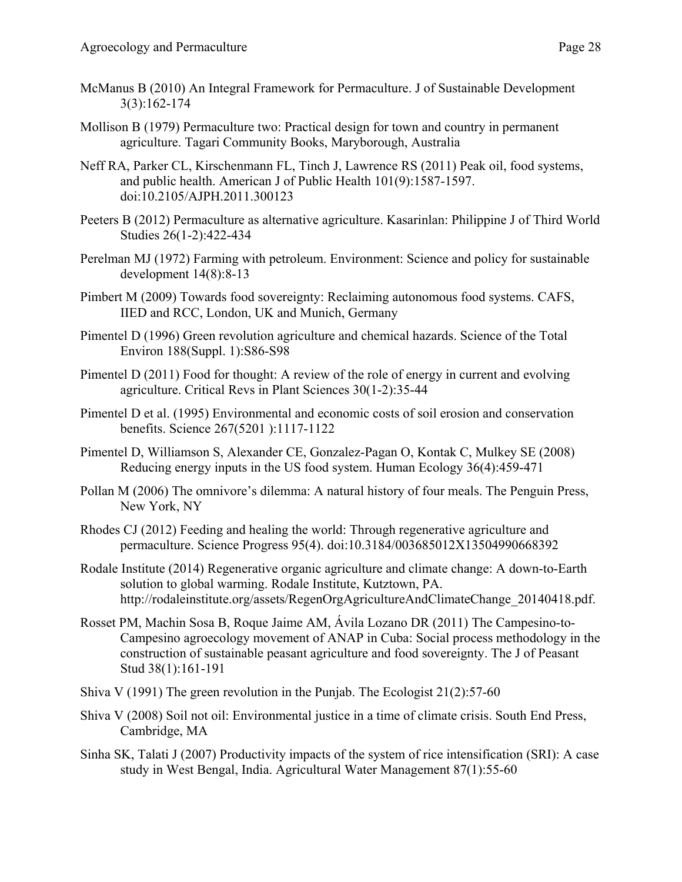McManus B (2010) An Integral Framework for Permaculture. J of Sustainable Development 3(3):162-174

Mollison B (1979) Permaculture two: Practical design for town and country in permanent agriculture. Tagari Community Books, Maryborough, Australia

Neff RA, Parker CL, Kirschenmann FL, Tinch J, Lawrence RS (2011) Peak oil, food systems, and public health. American J of Public Health 101(9):1587-1597. doi:10.2105/AJPH.2011.300123

Peeters B (2012) Permaculture as alternative agriculture. Kasarinlan: Philippine J of Third World Studies 26(1-2):422-434

Perelman MJ (1972) Farming with petroleum. Environment: Science and policy for sustainable development 14(8):8-13

Pimbert M (2009) Towards food sovereignty: Reclaiming autonomous food systems. CAFS, IIED and RCC, London, UK and Munich, Germany

Pimentel D (1996) Green revolution agriculture and chemical hazards. Science of the Total Environ 188(Suppl. 1):S86-S98

Pimentel D (2011) Food for thought: A review of the role of energy in current and evolving agriculture. Critical Revs in Plant Sciences 30(1-2):35-44

Pimentel D et al. (1995) Environmental and economic costs of soil erosion and conservation benefits. Science 267(5201 ):1117-1122

Pimentel D, Williamson S, Alexander CE, Gonzalez-Pagan O, Kontak C, Mulkey SE (2008) Reducing energy inputs in the US food system. Human Ecology 36(4):459-471

Pollan M (2006) The omnivore's dilemma: A natural history of four meals. The Penguin Press, New York, NY

Rhodes CJ (2012) Feeding and healing the world: Through regenerative agriculture and permaculture. Science Progress 95(4). doi:10.3184/003685012X13504990668392

Rodale Institute (2014) Regenerative organic agriculture and climate change: A down-to-Earth solution to global warming. Rodale Institute, Kutztown, PA. http://rodaleinstitute.org/assets/RegenOrgAgricultureAndClimateChange_20140418.pdf.

Rosset PM, Machin Sosa B, Roque Jaime AM, Ávila Lozano DR (2011) The Campesino-to-Campesino agroecology movement of ANAP in Cuba: Social process methodology in the construction of sustainable peasant agriculture and food sovereignty. The J of Peasant Stud 38(1):161-191

Shiva V (1991) The green revolution in the Punjab. The Ecologist 21(2):57-60

Shiva V (2008) Soil not oil: Environmental justice in a time of climate crisis. South End Press, Cambridge, MA

Sinha SK, Talati J (2007) Productivity impacts of the system of rice intensification (SRI): A case study in West Bengal, India. Agricultural Water Management 87(1):55-60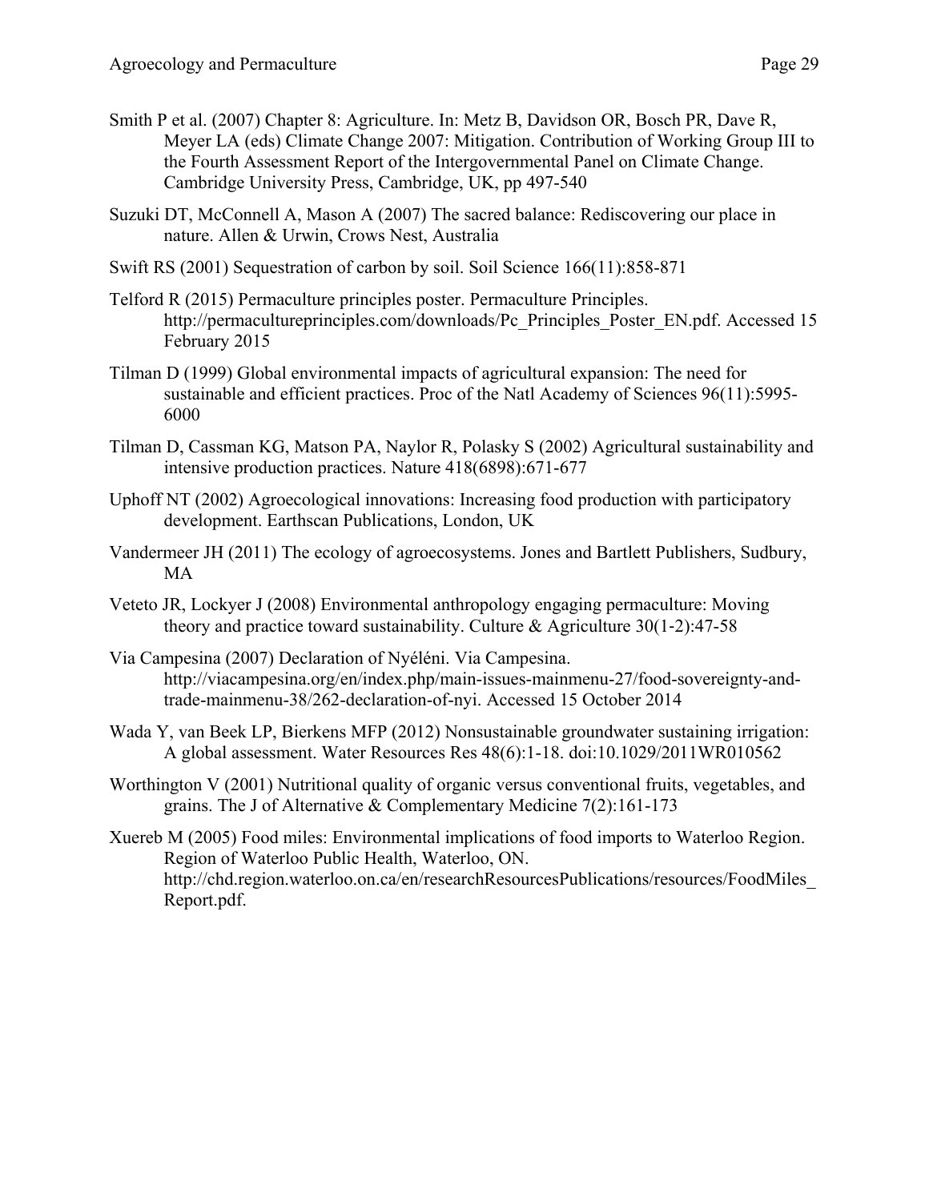Smith P et al. (2007) Chapter 8: Agriculture. In: Metz B, Davidson OR, Bosch PR, Dave R, Meyer LA (eds) Climate Change 2007: Mitigation. Contribution of Working Group III to the Fourth Assessment Report of the Intergovernmental Panel on Climate Change. Cambridge University Press, Cambridge, UK, pp 497-540

Suzuki DT, McConnell A, Mason A (2007) The sacred balance: Rediscovering our place in nature. Allen & Urwin, Crows Nest, Australia

Swift RS (2001) Sequestration of carbon by soil. Soil Science 166(11):858-871

Telford R (2015) Permaculture principles poster. Permaculture Principles. http://permacultureprinciples.com/downloads/Pc_Principles_Poster_EN.pdf. Accessed 15 February 2015

Tilman D (1999) Global environmental impacts of agricultural expansion: The need for sustainable and efficient practices. Proc of the Natl Academy of Sciences 96(11):5995-6000

Tilman D, Cassman KG, Matson PA, Naylor R, Polasky S (2002) Agricultural sustainability and intensive production practices. Nature 418(6898):671-677

Uphoff NT (2002) Agroecological innovations: Increasing food production with participatory development. Earthscan Publications, London, UK

Vandermeer JH (2011) The ecology of agroecosystems. Jones and Bartlett Publishers, Sudbury, MA

Veteto JR, Lockyer J (2008) Environmental anthropology engaging permaculture: Moving theory and practice toward sustainability. Culture & Agriculture 30(1-2):47-58

Via Campesina (2007) Declaration of Nyéléni. Via Campesina. http://viacampesina.org/en/index.php/main-issues-mainmenu-27/food-sovereignty-and-trade-mainmenu-38/262-declaration-of-nyi. Accessed 15 October 2014

Wada Y, van Beek LP, Bierkens MFP (2012) Nonsustainable groundwater sustaining irrigation: A global assessment. Water Resources Res 48(6):1-18. doi:10.1029/2011WR010562

Worthington V (2001) Nutritional quality of organic versus conventional fruits, vegetables, and grains. The J of Alternative & Complementary Medicine 7(2):161-173

Xuereb M (2005) Food miles: Environmental implications of food imports to Waterloo Region. Region of Waterloo Public Health, Waterloo, ON. http://chd.region.waterloo.on.ca/en/researchResourcesPublications/resources/FoodMiles_Report.pdf.